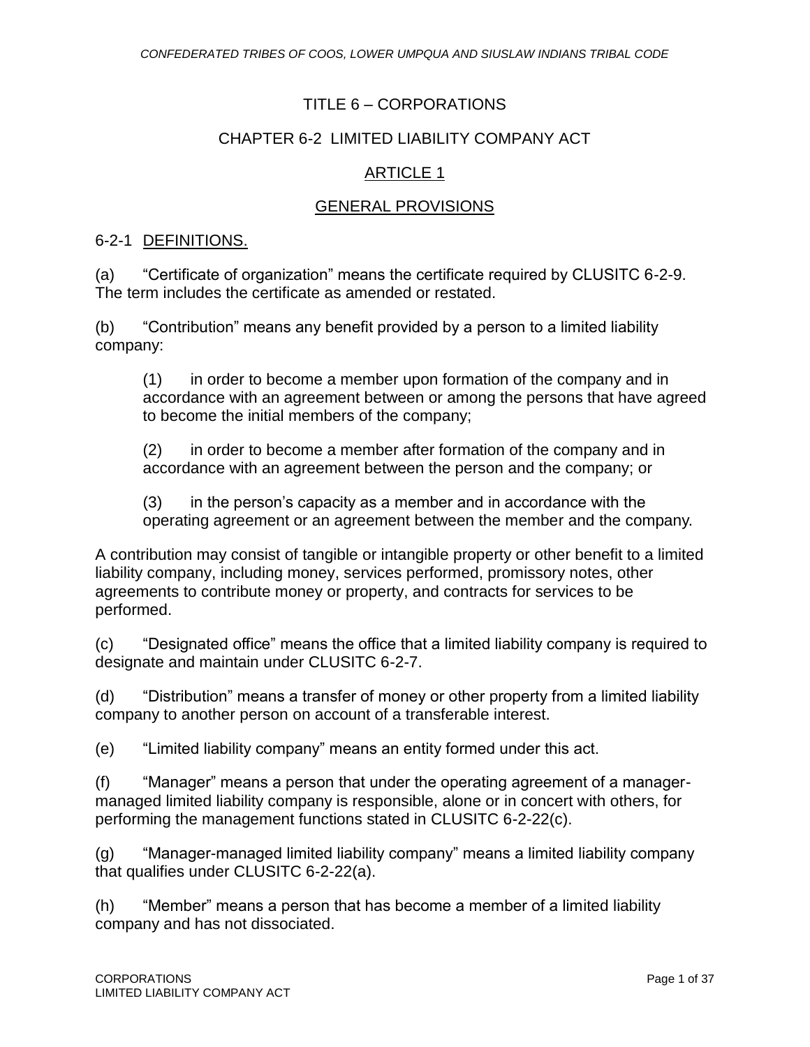# TITLE 6 – CORPORATIONS

## CHAPTER 6-2 LIMITED LIABILITY COMPANY ACT

## ARTICLE 1

## GENERAL PROVISIONS

### 6-2-1 DEFINITIONS.

(a) "Certificate of organization" means the certificate required by CLUSITC 6-2-9. The term includes the certificate as amended or restated.

(b) "Contribution" means any benefit provided by a person to a limited liability company:

> (1) in order to become a member upon formation of the company and in accordance with an agreement between or among the persons that have agreed to become the initial members of the company;
>
> (2) in order to become a member after formation of the company and in accordance with an agreement between the person and the company; or
>
> (3) in the person's capacity as a member and in accordance with the operating agreement or an agreement between the member and the company.

A contribution may consist of tangible or intangible property or other benefit to a limited liability company, including money, services performed, promissory notes, other agreements to contribute money or property, and contracts for services to be performed.

(c) "Designated office" means the office that a limited liability company is required to designate and maintain under CLUSITC 6-2-7.

(d) "Distribution" means a transfer of money or other property from a limited liability company to another person on account of a transferable interest.

(e) "Limited liability company" means an entity formed under this act.

(f) "Manager" means a person that under the operating agreement of a manager-managed limited liability company is responsible, alone or in concert with others, for performing the management functions stated in CLUSITC 6-2-22(c).

(g) "Manager-managed limited liability company" means a limited liability company that qualifies under CLUSITC 6-2-22(a).

(h) "Member" means a person that has become a member of a limited liability company and has not dissociated.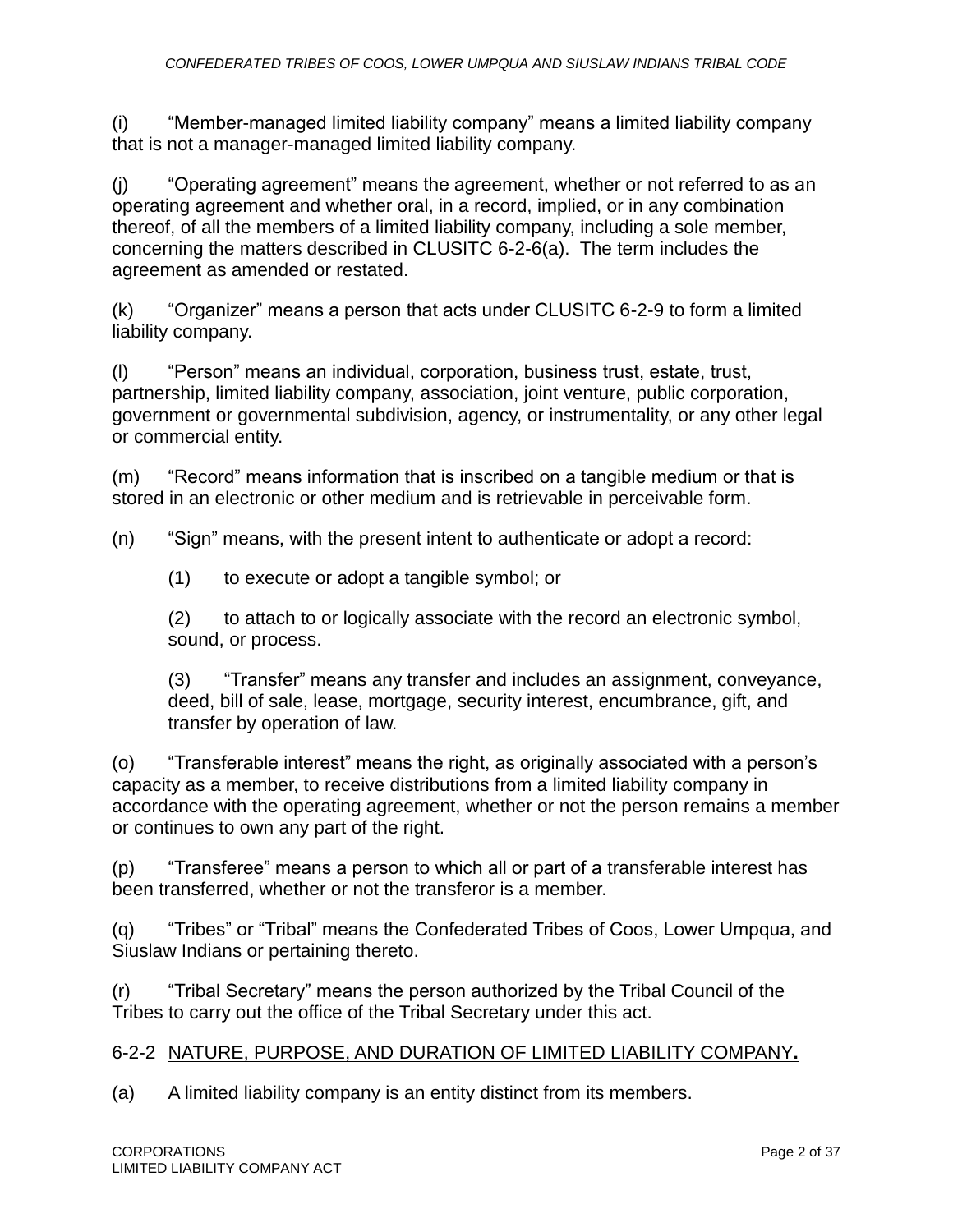(i) "Member-managed limited liability company" means a limited liability company that is not a manager-managed limited liability company.

(j) "Operating agreement" means the agreement, whether or not referred to as an operating agreement and whether oral, in a record, implied, or in any combination thereof, of all the members of a limited liability company, including a sole member, concerning the matters described in CLUSITC 6-2-6(a). The term includes the agreement as amended or restated.

(k) "Organizer" means a person that acts under CLUSITC 6-2-9 to form a limited liability company.

(l) "Person" means an individual, corporation, business trust, estate, trust, partnership, limited liability company, association, joint venture, public corporation, government or governmental subdivision, agency, or instrumentality, or any other legal or commercial entity.

(m) "Record" means information that is inscribed on a tangible medium or that is stored in an electronic or other medium and is retrievable in perceivable form.

(n) "Sign" means, with the present intent to authenticate or adopt a record:

> (1) to execute or adopt a tangible symbol; or
>
> (2) to attach to or logically associate with the record an electronic symbol, sound, or process.
>
> (3) "Transfer" means any transfer and includes an assignment, conveyance, deed, bill of sale, lease, mortgage, security interest, encumbrance, gift, and transfer by operation of law.

(o) "Transferable interest" means the right, as originally associated with a person's capacity as a member, to receive distributions from a limited liability company in accordance with the operating agreement, whether or not the person remains a member or continues to own any part of the right.

(p) "Transferee" means a person to which all or part of a transferable interest has been transferred, whether or not the transferor is a member.

(q) "Tribes" or "Tribal" means the Confederated Tribes of Coos, Lower Umpqua, and Siuslaw Indians or pertaining thereto.

(r) "Tribal Secretary" means the person authorized by the Tribal Council of the Tribes to carry out the office of the Tribal Secretary under this act.

## 6-2-2 NATURE, PURPOSE, AND DURATION OF LIMITED LIABILITY COMPANY.

(a) A limited liability company is an entity distinct from its members.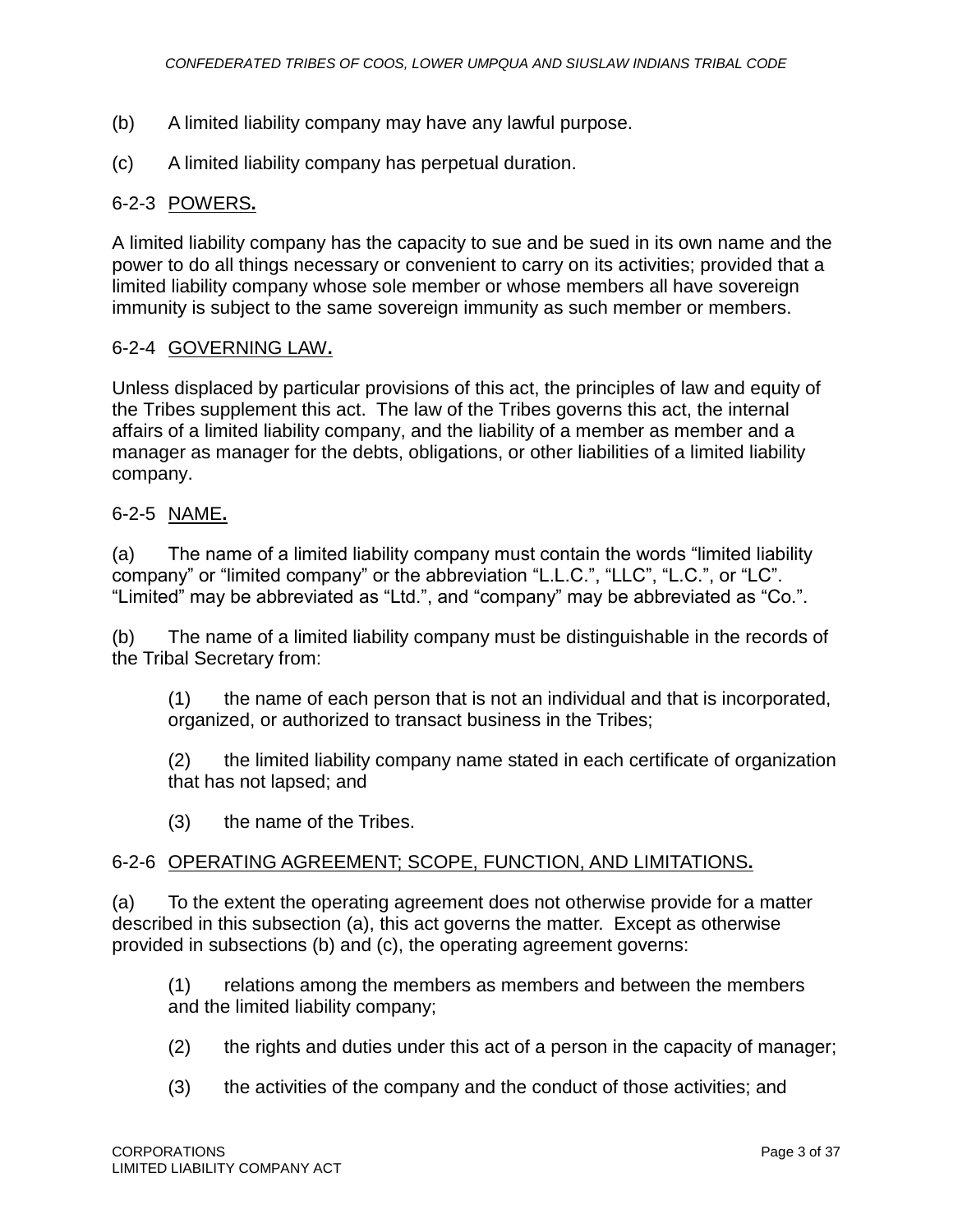(b) A limited liability company may have any lawful purpose.

(c) A limited liability company has perpetual duration.

## 6-2-3 POWERS.

A limited liability company has the capacity to sue and be sued in its own name and the power to do all things necessary or convenient to carry on its activities; provided that a limited liability company whose sole member or whose members all have sovereign immunity is subject to the same sovereign immunity as such member or members.

## 6-2-4 GOVERNING LAW.

Unless displaced by particular provisions of this act, the principles of law and equity of the Tribes supplement this act. The law of the Tribes governs this act, the internal affairs of a limited liability company, and the liability of a member as member and a manager as manager for the debts, obligations, or other liabilities of a limited liability company.

## 6-2-5 NAME.

(a) The name of a limited liability company must contain the words "limited liability company" or "limited company" or the abbreviation "L.L.C.", "LLC", "L.C.", or "LC". "Limited" may be abbreviated as "Ltd.", and "company" may be abbreviated as "Co.".

(b) The name of a limited liability company must be distinguishable in the records of the Tribal Secretary from:

> (1) the name of each person that is not an individual and that is incorporated, organized, or authorized to transact business in the Tribes;
>
> (2) the limited liability company name stated in each certificate of organization that has not lapsed; and
>
> (3) the name of the Tribes.

## 6-2-6 OPERATING AGREEMENT; SCOPE, FUNCTION, AND LIMITATIONS.

(a) To the extent the operating agreement does not otherwise provide for a matter described in this subsection (a), this act governs the matter. Except as otherwise provided in subsections (b) and (c), the operating agreement governs:

> (1) relations among the members as members and between the members and the limited liability company;
>
> (2) the rights and duties under this act of a person in the capacity of manager;
>
> (3) the activities of the company and the conduct of those activities; and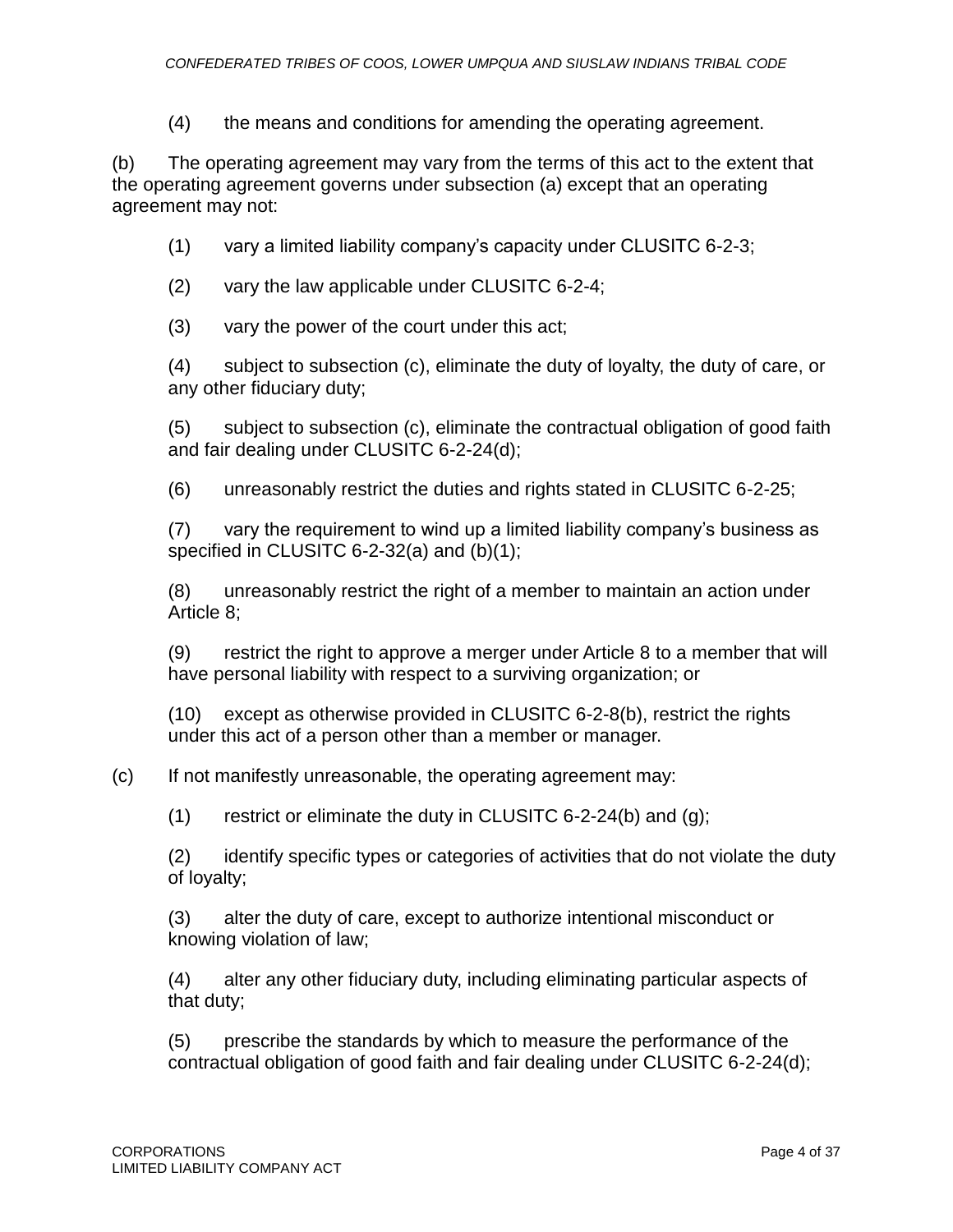(4) the means and conditions for amending the operating agreement.

(b) The operating agreement may vary from the terms of this act to the extent that the operating agreement governs under subsection (a) except that an operating agreement may not:

(1) vary a limited liability company's capacity under CLUSITC 6-2-3;

(2) vary the law applicable under CLUSITC 6-2-4;

(3) vary the power of the court under this act;

(4) subject to subsection (c), eliminate the duty of loyalty, the duty of care, or any other fiduciary duty;

(5) subject to subsection (c), eliminate the contractual obligation of good faith and fair dealing under CLUSITC 6-2-24(d);

(6) unreasonably restrict the duties and rights stated in CLUSITC 6-2-25;

(7) vary the requirement to wind up a limited liability company's business as specified in CLUSITC 6-2-32(a) and (b)(1);

(8) unreasonably restrict the right of a member to maintain an action under Article 8;

(9) restrict the right to approve a merger under Article 8 to a member that will have personal liability with respect to a surviving organization; or

(10) except as otherwise provided in CLUSITC 6-2-8(b), restrict the rights under this act of a person other than a member or manager.

(c) If not manifestly unreasonable, the operating agreement may:

(1) restrict or eliminate the duty in CLUSITC 6-2-24(b) and (g);

(2) identify specific types or categories of activities that do not violate the duty of loyalty;

(3) alter the duty of care, except to authorize intentional misconduct or knowing violation of law;

(4) alter any other fiduciary duty, including eliminating particular aspects of that duty;

(5) prescribe the standards by which to measure the performance of the contractual obligation of good faith and fair dealing under CLUSITC 6-2-24(d);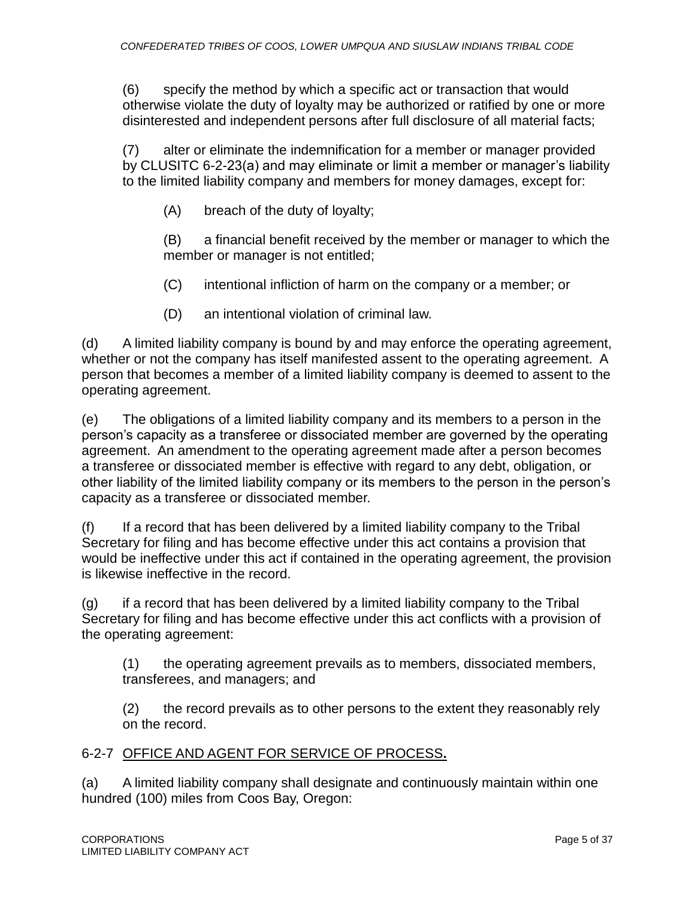(6) specify the method by which a specific act or transaction that would otherwise violate the duty of loyalty may be authorized or ratified by one or more disinterested and independent persons after full disclosure of all material facts;

(7) alter or eliminate the indemnification for a member or manager provided by CLUSITC 6-2-23(a) and may eliminate or limit a member or manager's liability to the limited liability company and members for money damages, except for:

(A) breach of the duty of loyalty;

(B) a financial benefit received by the member or manager to which the member or manager is not entitled;

(C) intentional infliction of harm on the company or a member; or

(D) an intentional violation of criminal law.

(d) A limited liability company is bound by and may enforce the operating agreement, whether or not the company has itself manifested assent to the operating agreement. A person that becomes a member of a limited liability company is deemed to assent to the operating agreement.

(e) The obligations of a limited liability company and its members to a person in the person's capacity as a transferee or dissociated member are governed by the operating agreement. An amendment to the operating agreement made after a person becomes a transferee or dissociated member is effective with regard to any debt, obligation, or other liability of the limited liability company or its members to the person in the person's capacity as a transferee or dissociated member.

(f) If a record that has been delivered by a limited liability company to the Tribal Secretary for filing and has become effective under this act contains a provision that would be ineffective under this act if contained in the operating agreement, the provision is likewise ineffective in the record.

(g) if a record that has been delivered by a limited liability company to the Tribal Secretary for filing and has become effective under this act conflicts with a provision of the operating agreement:

(1) the operating agreement prevails as to members, dissociated members, transferees, and managers; and

(2) the record prevails as to other persons to the extent they reasonably rely on the record.

## 6-2-7 OFFICE AND AGENT FOR SERVICE OF PROCESS.

(a) A limited liability company shall designate and continuously maintain within one hundred (100) miles from Coos Bay, Oregon: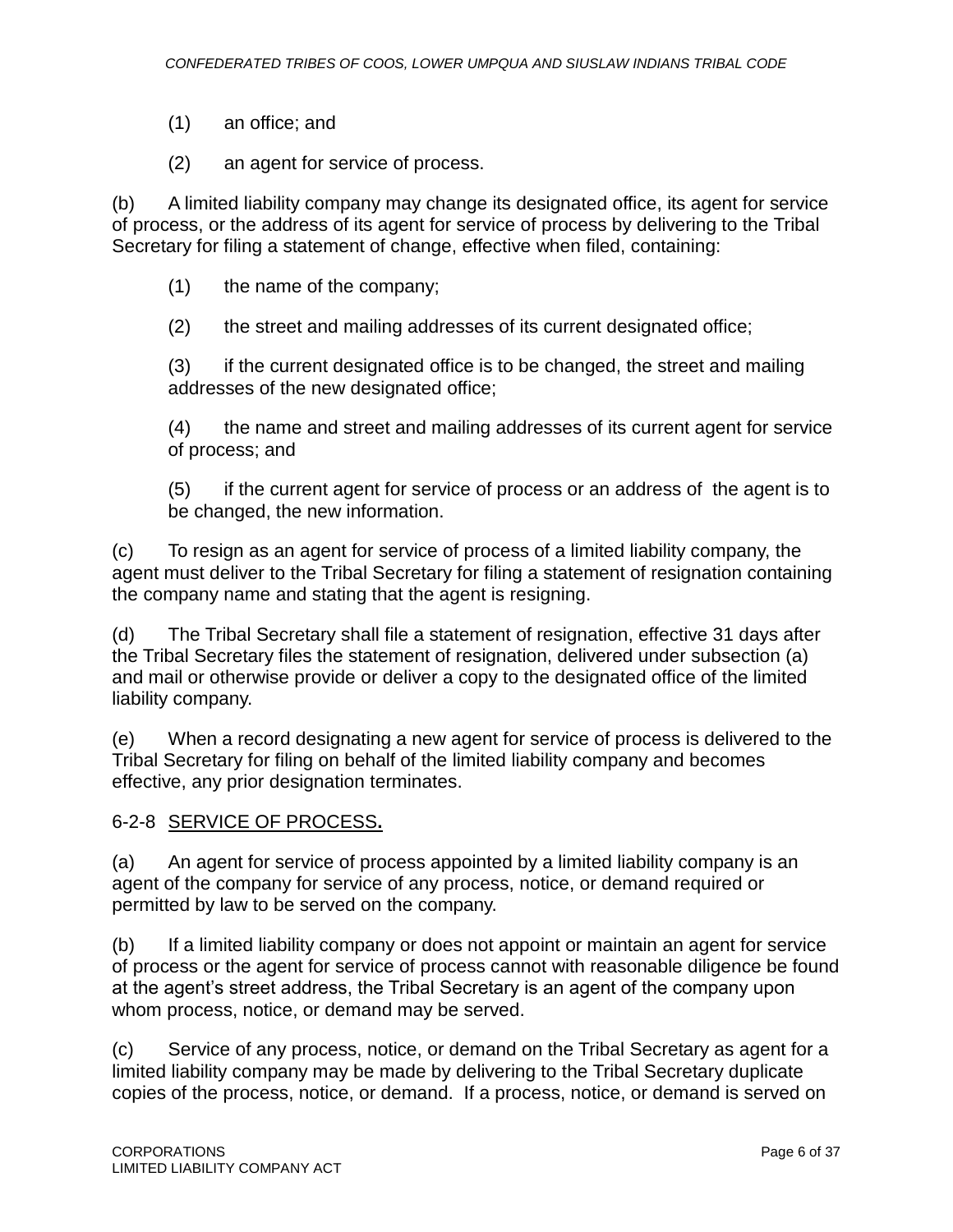(1) an office; and

(2) an agent for service of process.

(b) A limited liability company may change its designated office, its agent for service of process, or the address of its agent for service of process by delivering to the Tribal Secretary for filing a statement of change, effective when filed, containing:

(1) the name of the company;

(2) the street and mailing addresses of its current designated office;

(3) if the current designated office is to be changed, the street and mailing addresses of the new designated office;

(4) the name and street and mailing addresses of its current agent for service of process; and

(5) if the current agent for service of process or an address of the agent is to be changed, the new information.

(c) To resign as an agent for service of process of a limited liability company, the agent must deliver to the Tribal Secretary for filing a statement of resignation containing the company name and stating that the agent is resigning.

(d) The Tribal Secretary shall file a statement of resignation, effective 31 days after the Tribal Secretary files the statement of resignation, delivered under subsection (a) and mail or otherwise provide or deliver a copy to the designated office of the limited liability company.

(e) When a record designating a new agent for service of process is delivered to the Tribal Secretary for filing on behalf of the limited liability company and becomes effective, any prior designation terminates.

6-2-8 SERVICE OF PROCESS**.**

(a) An agent for service of process appointed by a limited liability company is an agent of the company for service of any process, notice, or demand required or permitted by law to be served on the company.

(b) If a limited liability company or does not appoint or maintain an agent for service of process or the agent for service of process cannot with reasonable diligence be found at the agent's street address, the Tribal Secretary is an agent of the company upon whom process, notice, or demand may be served.

(c) Service of any process, notice, or demand on the Tribal Secretary as agent for a limited liability company may be made by delivering to the Tribal Secretary duplicate copies of the process, notice, or demand. If a process, notice, or demand is served on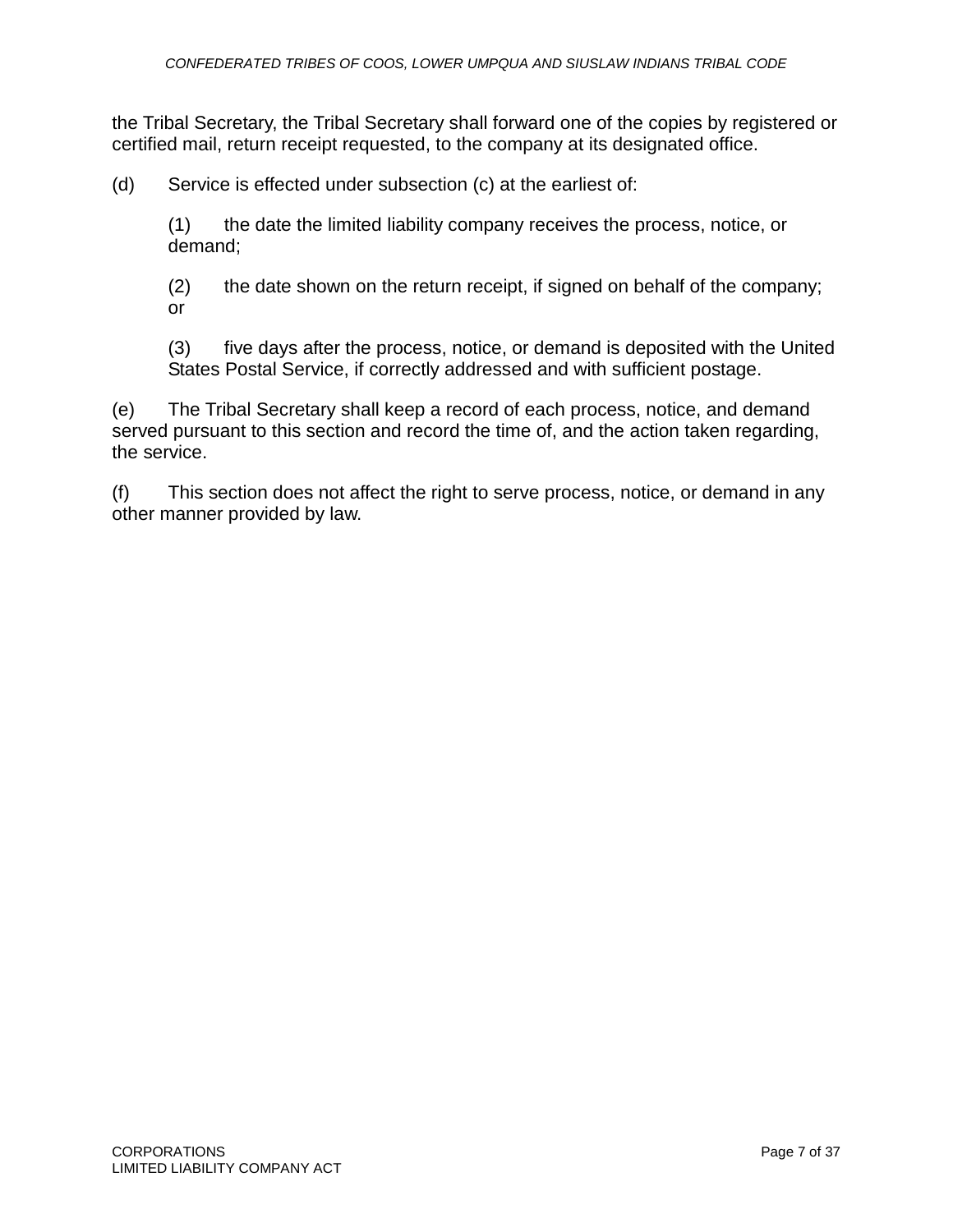the Tribal Secretary, the Tribal Secretary shall forward one of the copies by registered or certified mail, return receipt requested, to the company at its designated office.

(d) Service is effected under subsection (c) at the earliest of:

> (1) the date the limited liability company receives the process, notice, or demand;
>
> (2) the date shown on the return receipt, if signed on behalf of the company; or
>
> (3) five days after the process, notice, or demand is deposited with the United States Postal Service, if correctly addressed and with sufficient postage.

(e) The Tribal Secretary shall keep a record of each process, notice, and demand served pursuant to this section and record the time of, and the action taken regarding, the service.

(f) This section does not affect the right to serve process, notice, or demand in any other manner provided by law.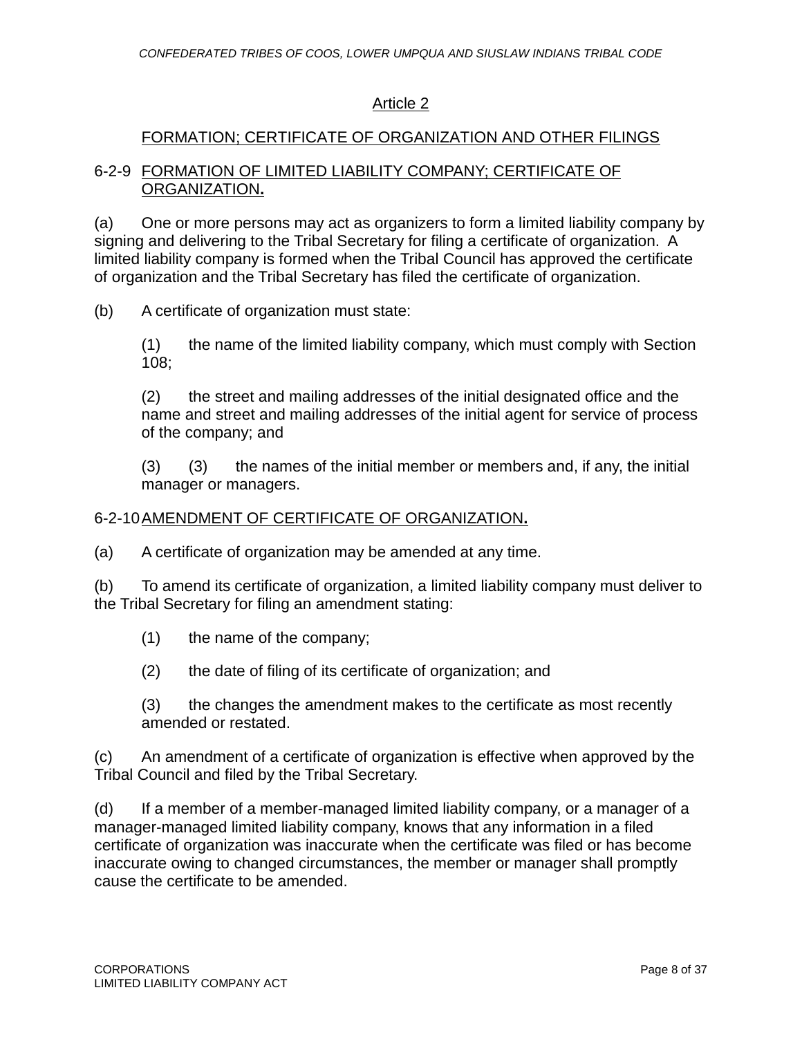## Article 2

## FORMATION; CERTIFICATE OF ORGANIZATION AND OTHER FILINGS

### 6-2-9 FORMATION OF LIMITED LIABILITY COMPANY; CERTIFICATE OF ORGANIZATION.

(a) One or more persons may act as organizers to form a limited liability company by signing and delivering to the Tribal Secretary for filing a certificate of organization. A limited liability company is formed when the Tribal Council has approved the certificate of organization and the Tribal Secretary has filed the certificate of organization.

(b) A certificate of organization must state:

(1) the name of the limited liability company, which must comply with Section 108;

(2) the street and mailing addresses of the initial designated office and the name and street and mailing addresses of the initial agent for service of process of the company; and

(3) (3) the names of the initial member or members and, if any, the initial manager or managers.

### 6-2-10 AMENDMENT OF CERTIFICATE OF ORGANIZATION.

(a) A certificate of organization may be amended at any time.

(b) To amend its certificate of organization, a limited liability company must deliver to the Tribal Secretary for filing an amendment stating:

(1) the name of the company;

(2) the date of filing of its certificate of organization; and

(3) the changes the amendment makes to the certificate as most recently amended or restated.

(c) An amendment of a certificate of organization is effective when approved by the Tribal Council and filed by the Tribal Secretary.

(d) If a member of a member-managed limited liability company, or a manager of a manager-managed limited liability company, knows that any information in a filed certificate of organization was inaccurate when the certificate was filed or has become inaccurate owing to changed circumstances, the member or manager shall promptly cause the certificate to be amended.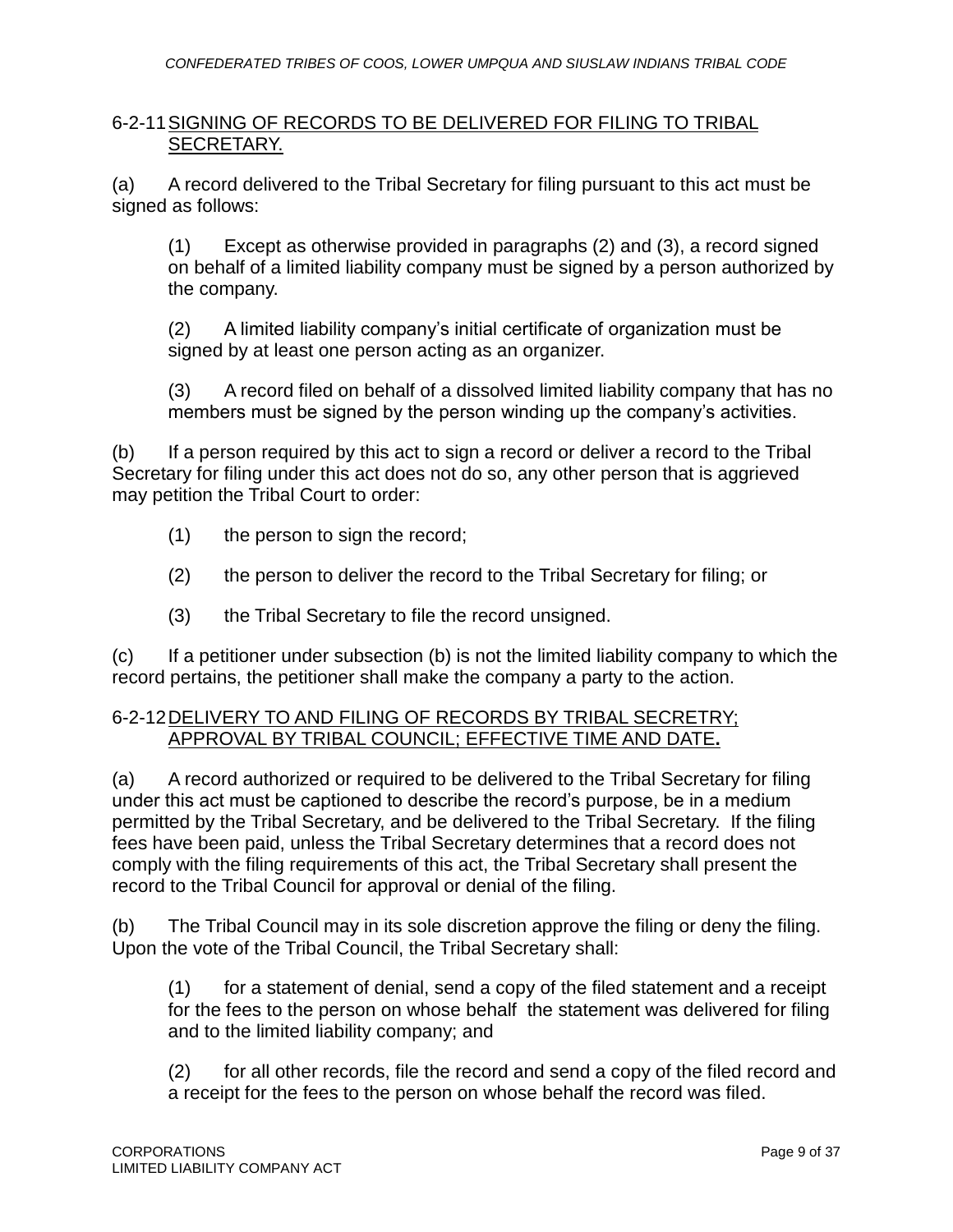## 6-2-11 SIGNING OF RECORDS TO BE DELIVERED FOR FILING TO TRIBAL SECRETARY.

(a) A record delivered to the Tribal Secretary for filing pursuant to this act must be signed as follows:

> (1) Except as otherwise provided in paragraphs (2) and (3), a record signed on behalf of a limited liability company must be signed by a person authorized by the company.
>
> (2) A limited liability company's initial certificate of organization must be signed by at least one person acting as an organizer.
>
> (3) A record filed on behalf of a dissolved limited liability company that has no members must be signed by the person winding up the company's activities.

(b) If a person required by this act to sign a record or deliver a record to the Tribal Secretary for filing under this act does not do so, any other person that is aggrieved may petition the Tribal Court to order:

> (1) the person to sign the record;
>
> (2) the person to deliver the record to the Tribal Secretary for filing; or
>
> (3) the Tribal Secretary to file the record unsigned.

(c) If a petitioner under subsection (b) is not the limited liability company to which the record pertains, the petitioner shall make the company a party to the action.

## 6-2-12 DELIVERY TO AND FILING OF RECORDS BY TRIBAL SECRETRY; APPROVAL BY TRIBAL COUNCIL; EFFECTIVE TIME AND DATE.

(a) A record authorized or required to be delivered to the Tribal Secretary for filing under this act must be captioned to describe the record's purpose, be in a medium permitted by the Tribal Secretary, and be delivered to the Tribal Secretary. If the filing fees have been paid, unless the Tribal Secretary determines that a record does not comply with the filing requirements of this act, the Tribal Secretary shall present the record to the Tribal Council for approval or denial of the filing.

(b) The Tribal Council may in its sole discretion approve the filing or deny the filing. Upon the vote of the Tribal Council, the Tribal Secretary shall:

> (1) for a statement of denial, send a copy of the filed statement and a receipt for the fees to the person on whose behalf the statement was delivered for filing and to the limited liability company; and
>
> (2) for all other records, file the record and send a copy of the filed record and a receipt for the fees to the person on whose behalf the record was filed.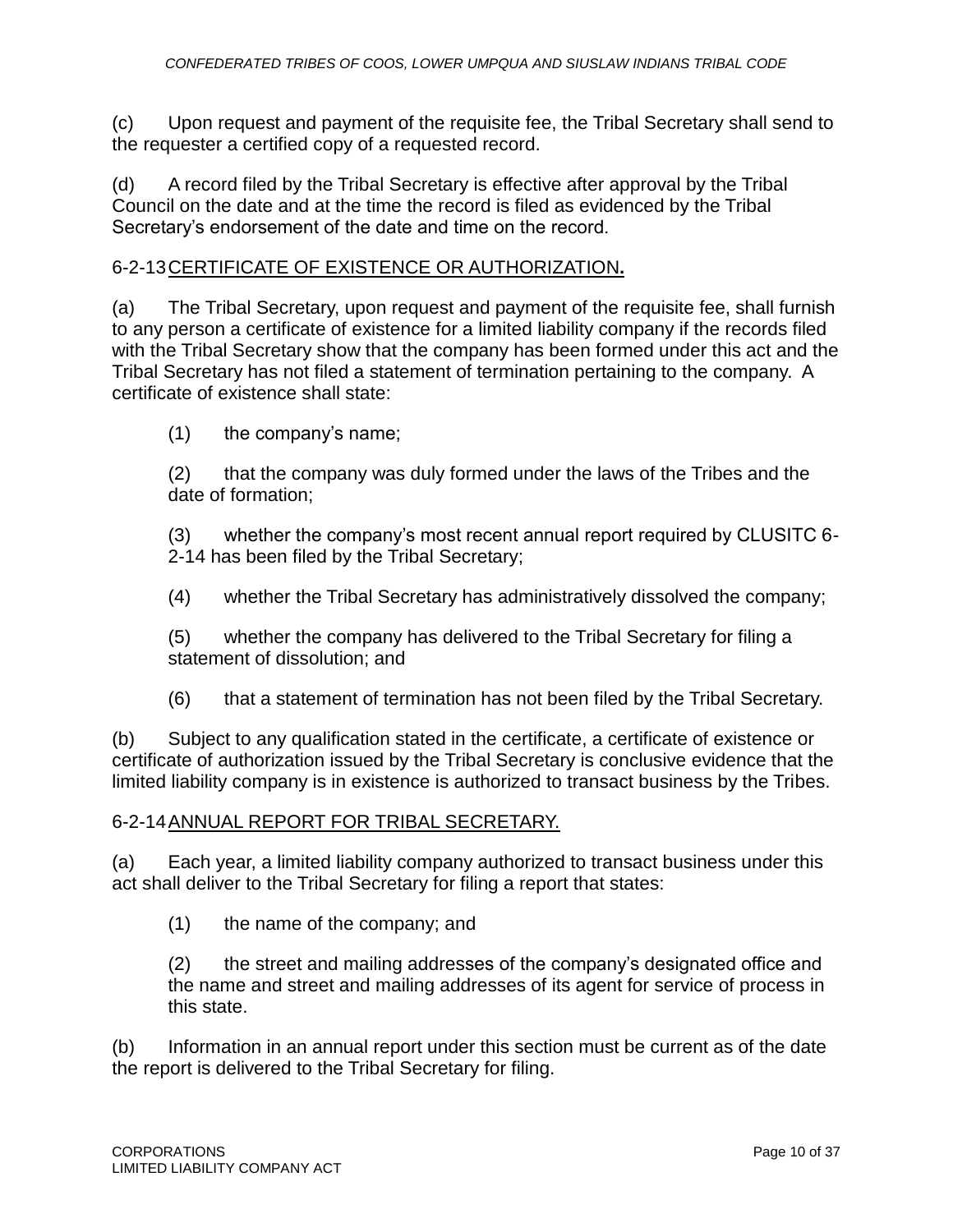(c) Upon request and payment of the requisite fee, the Tribal Secretary shall send to the requester a certified copy of a requested record.

(d) A record filed by the Tribal Secretary is effective after approval by the Tribal Council on the date and at the time the record is filed as evidenced by the Tribal Secretary's endorsement of the date and time on the record.

## 6-2-13 CERTIFICATE OF EXISTENCE OR AUTHORIZATION.

(a) The Tribal Secretary, upon request and payment of the requisite fee, shall furnish to any person a certificate of existence for a limited liability company if the records filed with the Tribal Secretary show that the company has been formed under this act and the Tribal Secretary has not filed a statement of termination pertaining to the company. A certificate of existence shall state:

> (1) the company's name;
>
> (2) that the company was duly formed under the laws of the Tribes and the date of formation;
>
> (3) whether the company's most recent annual report required by CLUSITC 6-2-14 has been filed by the Tribal Secretary;
>
> (4) whether the Tribal Secretary has administratively dissolved the company;
>
> (5) whether the company has delivered to the Tribal Secretary for filing a statement of dissolution; and
>
> (6) that a statement of termination has not been filed by the Tribal Secretary.

(b) Subject to any qualification stated in the certificate, a certificate of existence or certificate of authorization issued by the Tribal Secretary is conclusive evidence that the limited liability company is in existence is authorized to transact business by the Tribes.

## 6-2-14 ANNUAL REPORT FOR TRIBAL SECRETARY.

(a) Each year, a limited liability company authorized to transact business under this act shall deliver to the Tribal Secretary for filing a report that states:

> (1) the name of the company; and
>
> (2) the street and mailing addresses of the company's designated office and the name and street and mailing addresses of its agent for service of process in this state.

(b) Information in an annual report under this section must be current as of the date the report is delivered to the Tribal Secretary for filing.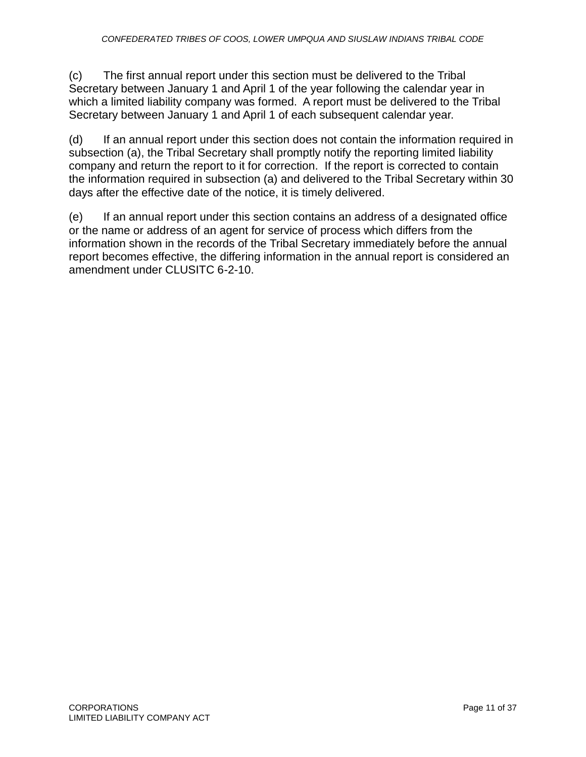(c) The first annual report under this section must be delivered to the Tribal Secretary between January 1 and April 1 of the year following the calendar year in which a limited liability company was formed. A report must be delivered to the Tribal Secretary between January 1 and April 1 of each subsequent calendar year.

(d) If an annual report under this section does not contain the information required in subsection (a), the Tribal Secretary shall promptly notify the reporting limited liability company and return the report to it for correction. If the report is corrected to contain the information required in subsection (a) and delivered to the Tribal Secretary within 30 days after the effective date of the notice, it is timely delivered.

(e) If an annual report under this section contains an address of a designated office or the name or address of an agent for service of process which differs from the information shown in the records of the Tribal Secretary immediately before the annual report becomes effective, the differing information in the annual report is considered an amendment under CLUSITC 6-2-10.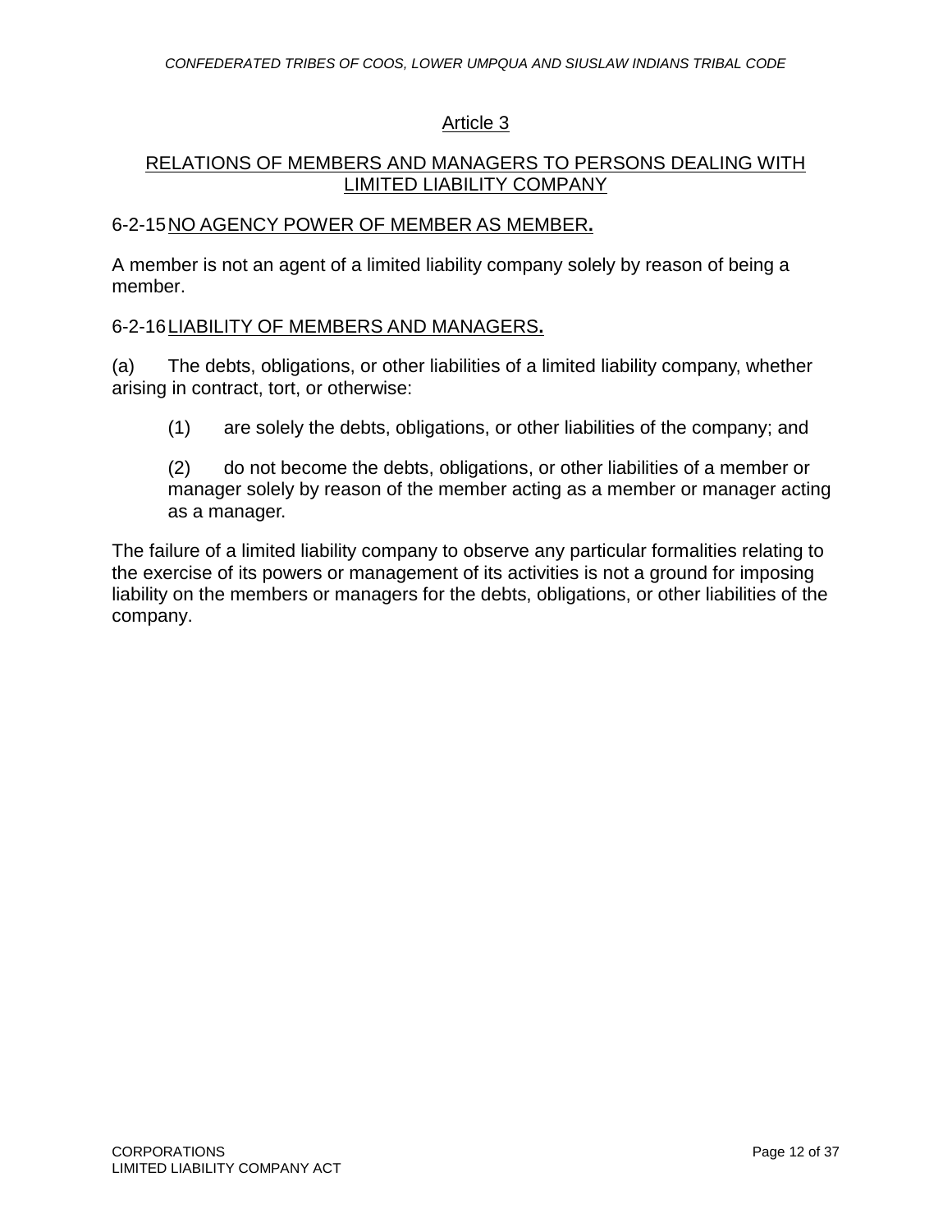## Article 3

## RELATIONS OF MEMBERS AND MANAGERS TO PERSONS DEALING WITH LIMITED LIABILITY COMPANY

### 6-2-15 NO AGENCY POWER OF MEMBER AS MEMBER.

A member is not an agent of a limited liability company solely by reason of being a member.

### 6-2-16 LIABILITY OF MEMBERS AND MANAGERS.

(a) The debts, obligations, or other liabilities of a limited liability company, whether arising in contract, tort, or otherwise:

(1) are solely the debts, obligations, or other liabilities of the company; and

(2) do not become the debts, obligations, or other liabilities of a member or manager solely by reason of the member acting as a member or manager acting as a manager.

The failure of a limited liability company to observe any particular formalities relating to the exercise of its powers or management of its activities is not a ground for imposing liability on the members or managers for the debts, obligations, or other liabilities of the company.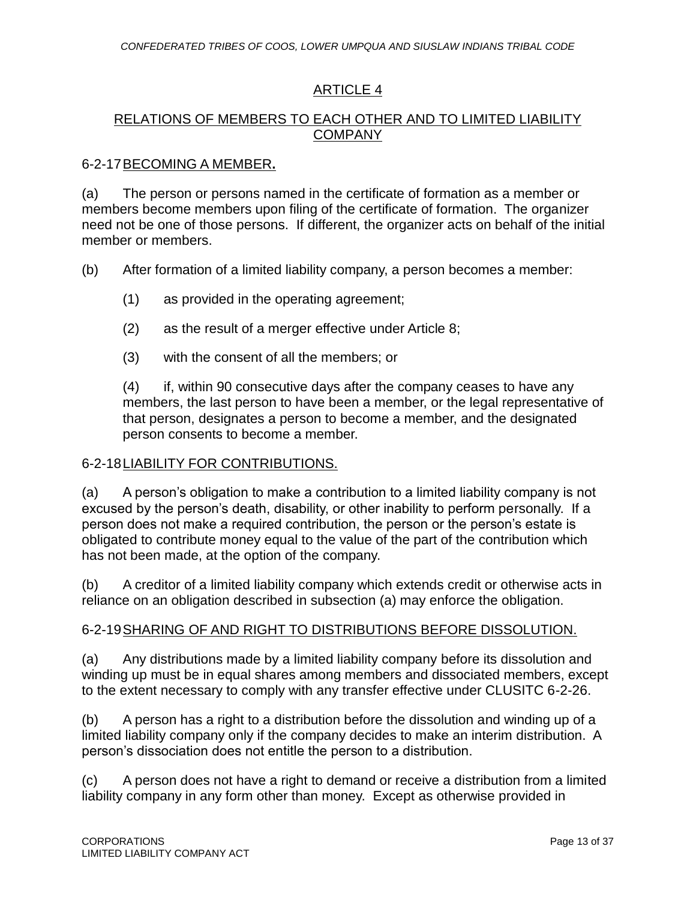## ARTICLE 4

## RELATIONS OF MEMBERS TO EACH OTHER AND TO LIMITED LIABILITY COMPANY

### 6-2-17 BECOMING A MEMBER.

(a) The person or persons named in the certificate of formation as a member or members become members upon filing of the certificate of formation. The organizer need not be one of those persons. If different, the organizer acts on behalf of the initial member or members.

(b) After formation of a limited liability company, a person becomes a member:

(1) as provided in the operating agreement;

(2) as the result of a merger effective under Article 8;

(3) with the consent of all the members; or

(4) if, within 90 consecutive days after the company ceases to have any members, the last person to have been a member, or the legal representative of that person, designates a person to become a member, and the designated person consents to become a member.

### 6-2-18 LIABILITY FOR CONTRIBUTIONS.

(a) A person's obligation to make a contribution to a limited liability company is not excused by the person's death, disability, or other inability to perform personally. If a person does not make a required contribution, the person or the person's estate is obligated to contribute money equal to the value of the part of the contribution which has not been made, at the option of the company.

(b) A creditor of a limited liability company which extends credit or otherwise acts in reliance on an obligation described in subsection (a) may enforce the obligation.

### 6-2-19 SHARING OF AND RIGHT TO DISTRIBUTIONS BEFORE DISSOLUTION.

(a) Any distributions made by a limited liability company before its dissolution and winding up must be in equal shares among members and dissociated members, except to the extent necessary to comply with any transfer effective under CLUSITC 6-2-26.

(b) A person has a right to a distribution before the dissolution and winding up of a limited liability company only if the company decides to make an interim distribution. A person's dissociation does not entitle the person to a distribution.

(c) A person does not have a right to demand or receive a distribution from a limited liability company in any form other than money. Except as otherwise provided in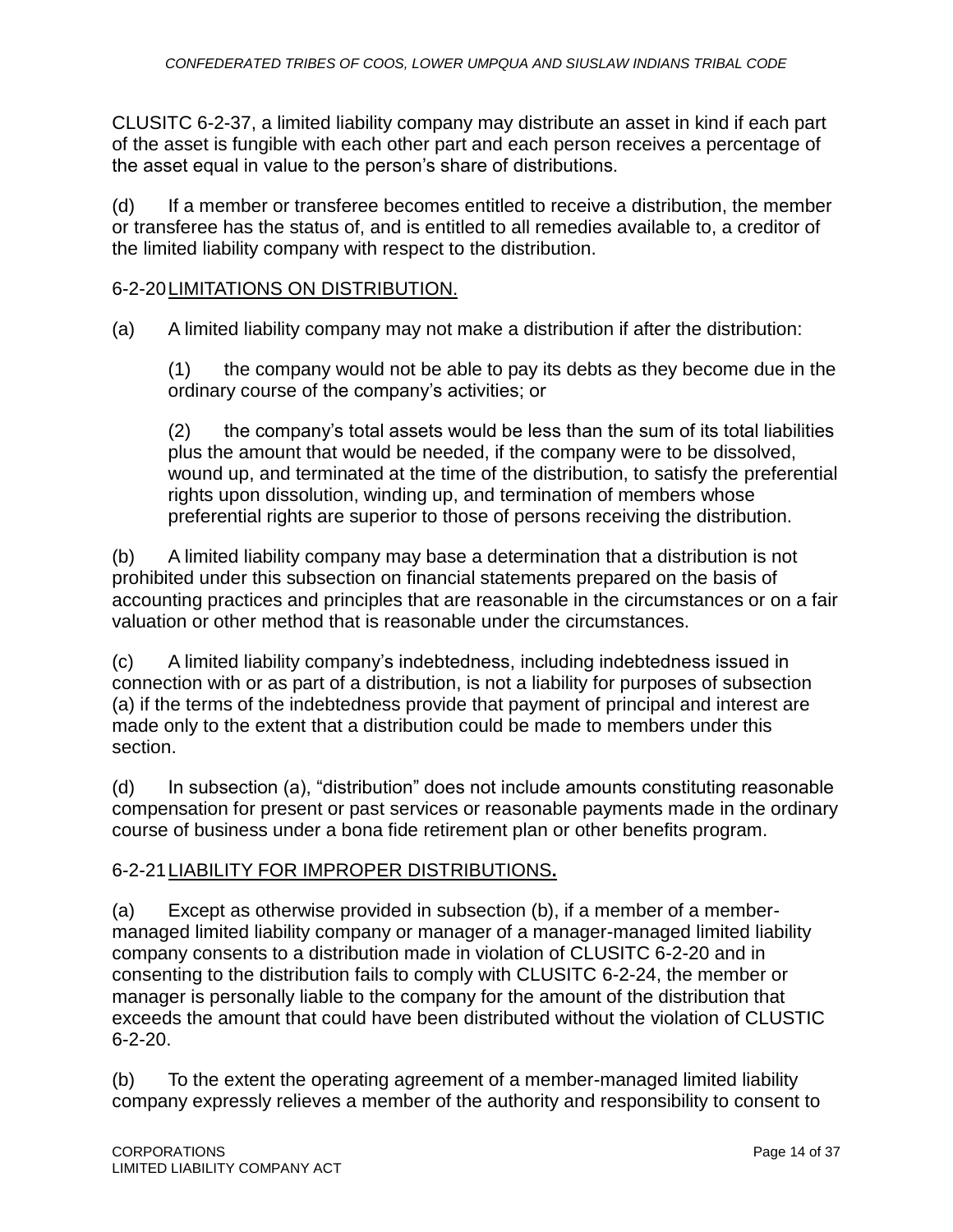CLUSITC 6-2-37, a limited liability company may distribute an asset in kind if each part of the asset is fungible with each other part and each person receives a percentage of the asset equal in value to the person's share of distributions.

(d) If a member or transferee becomes entitled to receive a distribution, the member or transferee has the status of, and is entitled to all remedies available to, a creditor of the limited liability company with respect to the distribution.

### 6-2-20 LIMITATIONS ON DISTRIBUTION.

(a) A limited liability company may not make a distribution if after the distribution:

(1) the company would not be able to pay its debts as they become due in the ordinary course of the company's activities; or

(2) the company's total assets would be less than the sum of its total liabilities plus the amount that would be needed, if the company were to be dissolved, wound up, and terminated at the time of the distribution, to satisfy the preferential rights upon dissolution, winding up, and termination of members whose preferential rights are superior to those of persons receiving the distribution.

(b) A limited liability company may base a determination that a distribution is not prohibited under this subsection on financial statements prepared on the basis of accounting practices and principles that are reasonable in the circumstances or on a fair valuation or other method that is reasonable under the circumstances.

(c) A limited liability company's indebtedness, including indebtedness issued in connection with or as part of a distribution, is not a liability for purposes of subsection (a) if the terms of the indebtedness provide that payment of principal and interest are made only to the extent that a distribution could be made to members under this section.

(d) In subsection (a), "distribution" does not include amounts constituting reasonable compensation for present or past services or reasonable payments made in the ordinary course of business under a bona fide retirement plan or other benefits program.

### 6-2-21 LIABILITY FOR IMPROPER DISTRIBUTIONS.

(a) Except as otherwise provided in subsection (b), if a member of a member-managed limited liability company or manager of a manager-managed limited liability company consents to a distribution made in violation of CLUSITC 6-2-20 and in consenting to the distribution fails to comply with CLUSITC 6-2-24, the member or manager is personally liable to the company for the amount of the distribution that exceeds the amount that could have been distributed without the violation of CLUSTIC 6-2-20.

(b) To the extent the operating agreement of a member-managed limited liability company expressly relieves a member of the authority and responsibility to consent to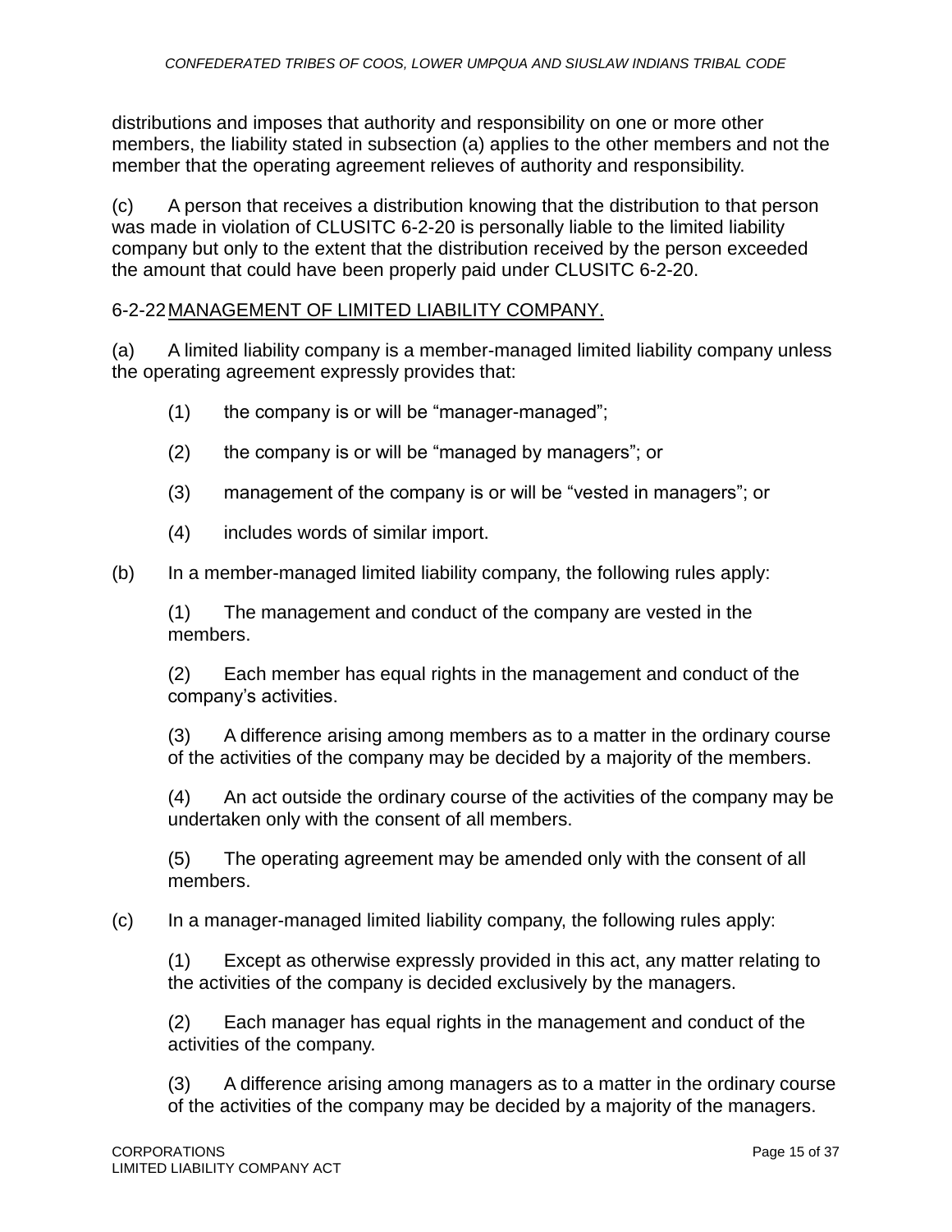distributions and imposes that authority and responsibility on one or more other members, the liability stated in subsection (a) applies to the other members and not the member that the operating agreement relieves of authority and responsibility.

(c) A person that receives a distribution knowing that the distribution to that person was made in violation of CLUSITC 6-2-20 is personally liable to the limited liability company but only to the extent that the distribution received by the person exceeded the amount that could have been properly paid under CLUSITC 6-2-20.

## 6-2-22 MANAGEMENT OF LIMITED LIABILITY COMPANY.

(a) A limited liability company is a member-managed limited liability company unless the operating agreement expressly provides that:

(1) the company is or will be "manager-managed";

(2) the company is or will be "managed by managers"; or

(3) management of the company is or will be "vested in managers"; or

(4) includes words of similar import.

(b) In a member-managed limited liability company, the following rules apply:

(1) The management and conduct of the company are vested in the members.

(2) Each member has equal rights in the management and conduct of the company's activities.

(3) A difference arising among members as to a matter in the ordinary course of the activities of the company may be decided by a majority of the members.

(4) An act outside the ordinary course of the activities of the company may be undertaken only with the consent of all members.

(5) The operating agreement may be amended only with the consent of all members.

(c) In a manager-managed limited liability company, the following rules apply:

(1) Except as otherwise expressly provided in this act, any matter relating to the activities of the company is decided exclusively by the managers.

(2) Each manager has equal rights in the management and conduct of the activities of the company.

(3) A difference arising among managers as to a matter in the ordinary course of the activities of the company may be decided by a majority of the managers.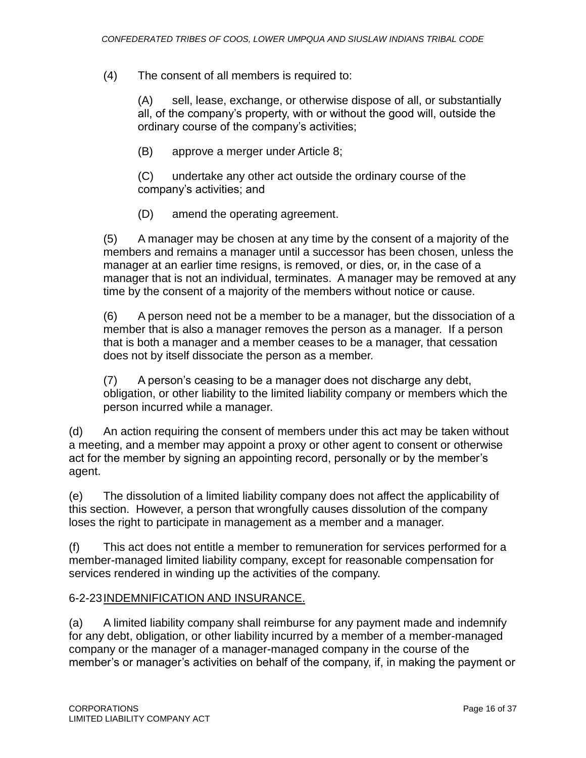(4) The consent of all members is required to:

(A) sell, lease, exchange, or otherwise dispose of all, or substantially all, of the company's property, with or without the good will, outside the ordinary course of the company's activities;

(B) approve a merger under Article 8;

(C) undertake any other act outside the ordinary course of the company's activities; and

(D) amend the operating agreement.

(5) A manager may be chosen at any time by the consent of a majority of the members and remains a manager until a successor has been chosen, unless the manager at an earlier time resigns, is removed, or dies, or, in the case of a manager that is not an individual, terminates. A manager may be removed at any time by the consent of a majority of the members without notice or cause.

(6) A person need not be a member to be a manager, but the dissociation of a member that is also a manager removes the person as a manager. If a person that is both a manager and a member ceases to be a manager, that cessation does not by itself dissociate the person as a member.

(7) A person's ceasing to be a manager does not discharge any debt, obligation, or other liability to the limited liability company or members which the person incurred while a manager.

(d) An action requiring the consent of members under this act may be taken without a meeting, and a member may appoint a proxy or other agent to consent or otherwise act for the member by signing an appointing record, personally or by the member's agent.

(e) The dissolution of a limited liability company does not affect the applicability of this section. However, a person that wrongfully causes dissolution of the company loses the right to participate in management as a member and a manager.

(f) This act does not entitle a member to remuneration for services performed for a member-managed limited liability company, except for reasonable compensation for services rendered in winding up the activities of the company.

## 6-2-23 INDEMNIFICATION AND INSURANCE.

(a) A limited liability company shall reimburse for any payment made and indemnify for any debt, obligation, or other liability incurred by a member of a member-managed company or the manager of a manager-managed company in the course of the member's or manager's activities on behalf of the company, if, in making the payment or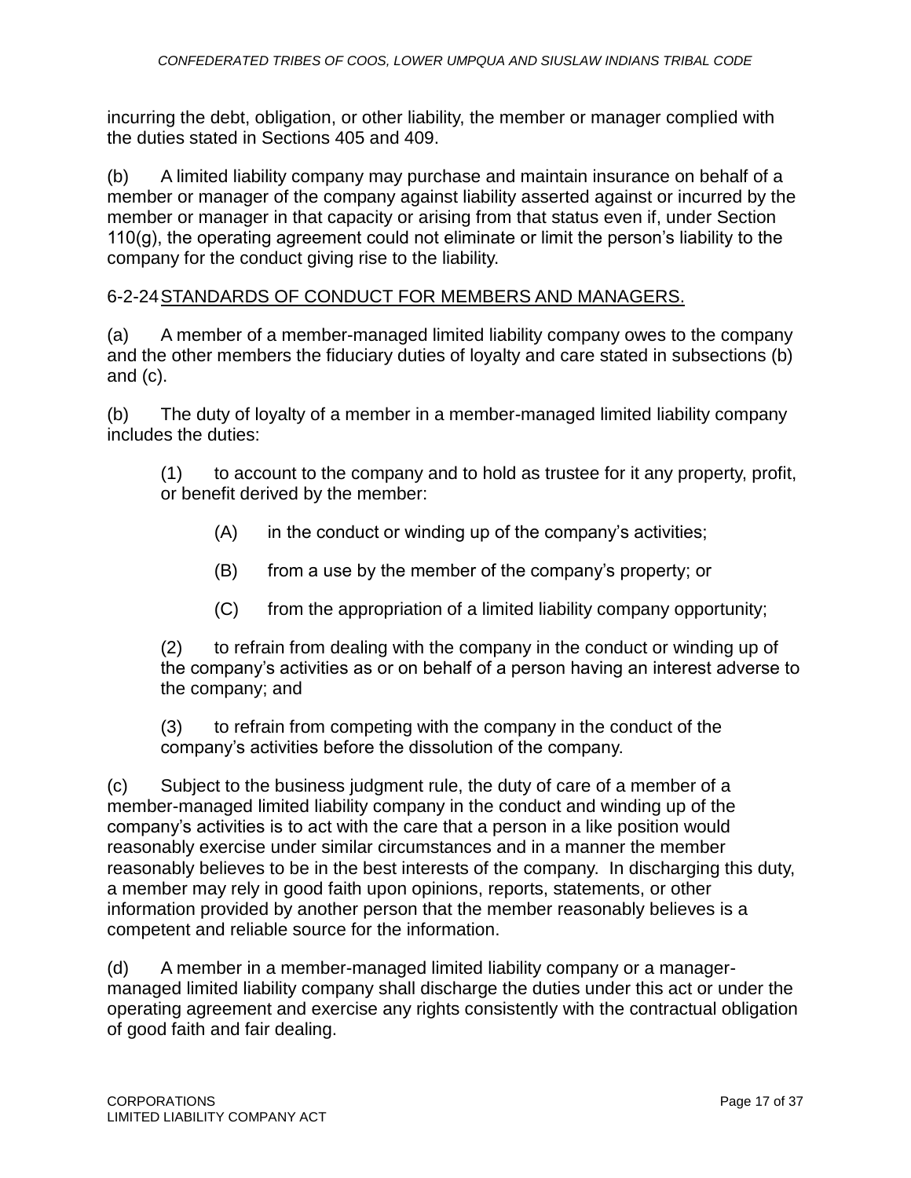incurring the debt, obligation, or other liability, the member or manager complied with the duties stated in Sections 405 and 409.

(b) A limited liability company may purchase and maintain insurance on behalf of a member or manager of the company against liability asserted against or incurred by the member or manager in that capacity or arising from that status even if, under Section 110(g), the operating agreement could not eliminate or limit the person's liability to the company for the conduct giving rise to the liability.

## 6-2-24 STANDARDS OF CONDUCT FOR MEMBERS AND MANAGERS.

(a) A member of a member-managed limited liability company owes to the company and the other members the fiduciary duties of loyalty and care stated in subsections (b) and (c).

(b) The duty of loyalty of a member in a member-managed limited liability company includes the duties:

> (1) to account to the company and to hold as trustee for it any property, profit, or benefit derived by the member:
>
> > (A) in the conduct or winding up of the company's activities;
> >
> > (B) from a use by the member of the company's property; or
> >
> > (C) from the appropriation of a limited liability company opportunity;
>
> (2) to refrain from dealing with the company in the conduct or winding up of the company's activities as or on behalf of a person having an interest adverse to the company; and
>
> (3) to refrain from competing with the company in the conduct of the company's activities before the dissolution of the company.

(c) Subject to the business judgment rule, the duty of care of a member of a member-managed limited liability company in the conduct and winding up of the company's activities is to act with the care that a person in a like position would reasonably exercise under similar circumstances and in a manner the member reasonably believes to be in the best interests of the company. In discharging this duty, a member may rely in good faith upon opinions, reports, statements, or other information provided by another person that the member reasonably believes is a competent and reliable source for the information.

(d) A member in a member-managed limited liability company or a manager-managed limited liability company shall discharge the duties under this act or under the operating agreement and exercise any rights consistently with the contractual obligation of good faith and fair dealing.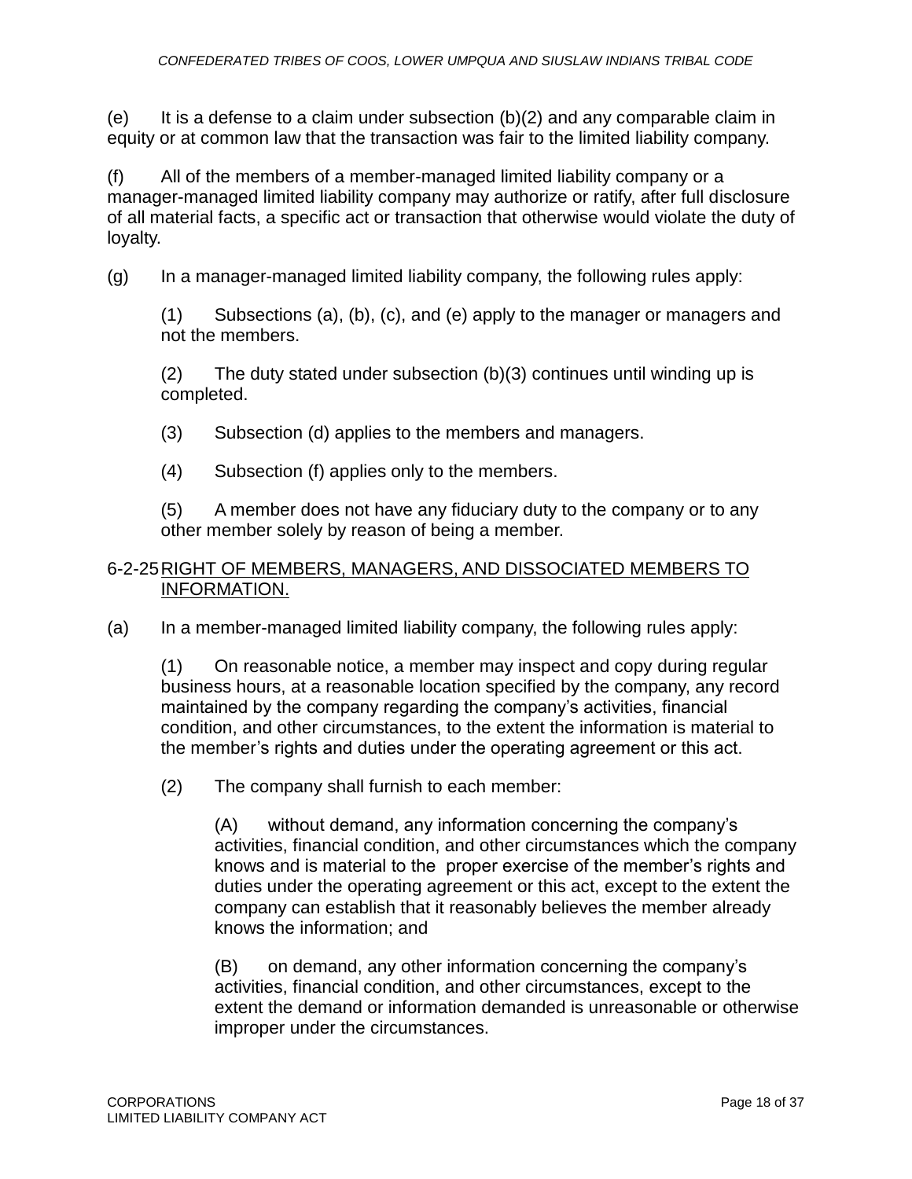(e) It is a defense to a claim under subsection (b)(2) and any comparable claim in equity or at common law that the transaction was fair to the limited liability company.

(f) All of the members of a member-managed limited liability company or a manager-managed limited liability company may authorize or ratify, after full disclosure of all material facts, a specific act or transaction that otherwise would violate the duty of loyalty.

(g) In a manager-managed limited liability company, the following rules apply:

> (1) Subsections (a), (b), (c), and (e) apply to the manager or managers and not the members.
>
> (2) The duty stated under subsection (b)(3) continues until winding up is completed.
>
> (3) Subsection (d) applies to the members and managers.
>
> (4) Subsection (f) applies only to the members.
>
> (5) A member does not have any fiduciary duty to the company or to any other member solely by reason of being a member.

## 6-2-25 RIGHT OF MEMBERS, MANAGERS, AND DISSOCIATED MEMBERS TO INFORMATION.

(a) In a member-managed limited liability company, the following rules apply:

> (1) On reasonable notice, a member may inspect and copy during regular business hours, at a reasonable location specified by the company, any record maintained by the company regarding the company's activities, financial condition, and other circumstances, to the extent the information is material to the member's rights and duties under the operating agreement or this act.
>
> (2) The company shall furnish to each member:
>
> > (A) without demand, any information concerning the company's activities, financial condition, and other circumstances which the company knows and is material to the proper exercise of the member's rights and duties under the operating agreement or this act, except to the extent the company can establish that it reasonably believes the member already knows the information; and
> >
> > (B) on demand, any other information concerning the company's activities, financial condition, and other circumstances, except to the extent the demand or information demanded is unreasonable or otherwise improper under the circumstances.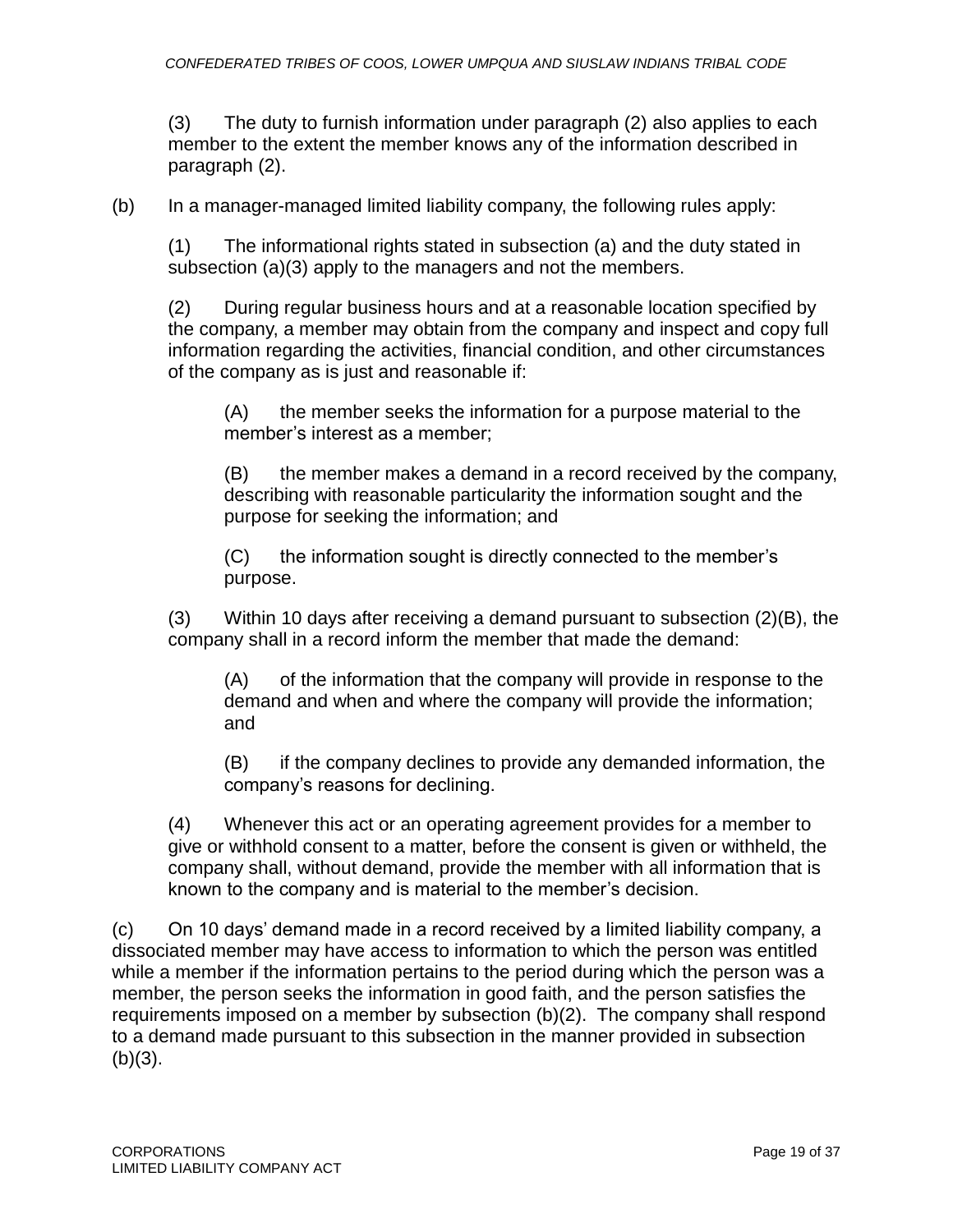(3) The duty to furnish information under paragraph (2) also applies to each member to the extent the member knows any of the information described in paragraph (2).

(b) In a manager-managed limited liability company, the following rules apply:

(1) The informational rights stated in subsection (a) and the duty stated in subsection (a)(3) apply to the managers and not the members.

(2) During regular business hours and at a reasonable location specified by the company, a member may obtain from the company and inspect and copy full information regarding the activities, financial condition, and other circumstances of the company as is just and reasonable if:

(A) the member seeks the information for a purpose material to the member's interest as a member;

(B) the member makes a demand in a record received by the company, describing with reasonable particularity the information sought and the purpose for seeking the information; and

(C) the information sought is directly connected to the member's purpose.

(3) Within 10 days after receiving a demand pursuant to subsection (2)(B), the company shall in a record inform the member that made the demand:

(A) of the information that the company will provide in response to the demand and when and where the company will provide the information; and

(B) if the company declines to provide any demanded information, the company's reasons for declining.

(4) Whenever this act or an operating agreement provides for a member to give or withhold consent to a matter, before the consent is given or withheld, the company shall, without demand, provide the member with all information that is known to the company and is material to the member's decision.

(c) On 10 days' demand made in a record received by a limited liability company, a dissociated member may have access to information to which the person was entitled while a member if the information pertains to the period during which the person was a member, the person seeks the information in good faith, and the person satisfies the requirements imposed on a member by subsection (b)(2). The company shall respond to a demand made pursuant to this subsection in the manner provided in subsection (b)(3).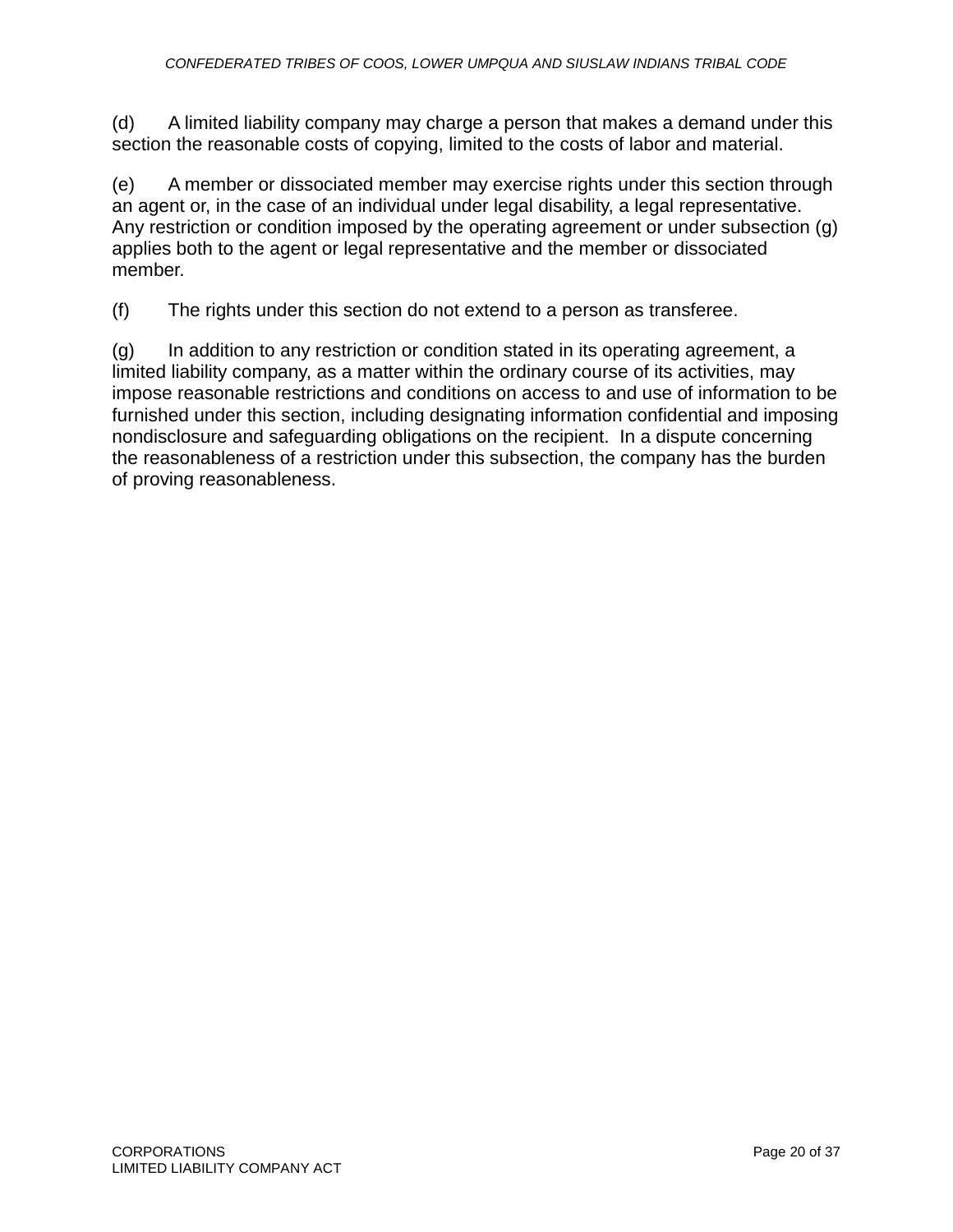(d) A limited liability company may charge a person that makes a demand under this section the reasonable costs of copying, limited to the costs of labor and material.

(e) A member or dissociated member may exercise rights under this section through an agent or, in the case of an individual under legal disability, a legal representative. Any restriction or condition imposed by the operating agreement or under subsection (g) applies both to the agent or legal representative and the member or dissociated member.

(f) The rights under this section do not extend to a person as transferee.

(g) In addition to any restriction or condition stated in its operating agreement, a limited liability company, as a matter within the ordinary course of its activities, may impose reasonable restrictions and conditions on access to and use of information to be furnished under this section, including designating information confidential and imposing nondisclosure and safeguarding obligations on the recipient. In a dispute concerning the reasonableness of a restriction under this subsection, the company has the burden of proving reasonableness.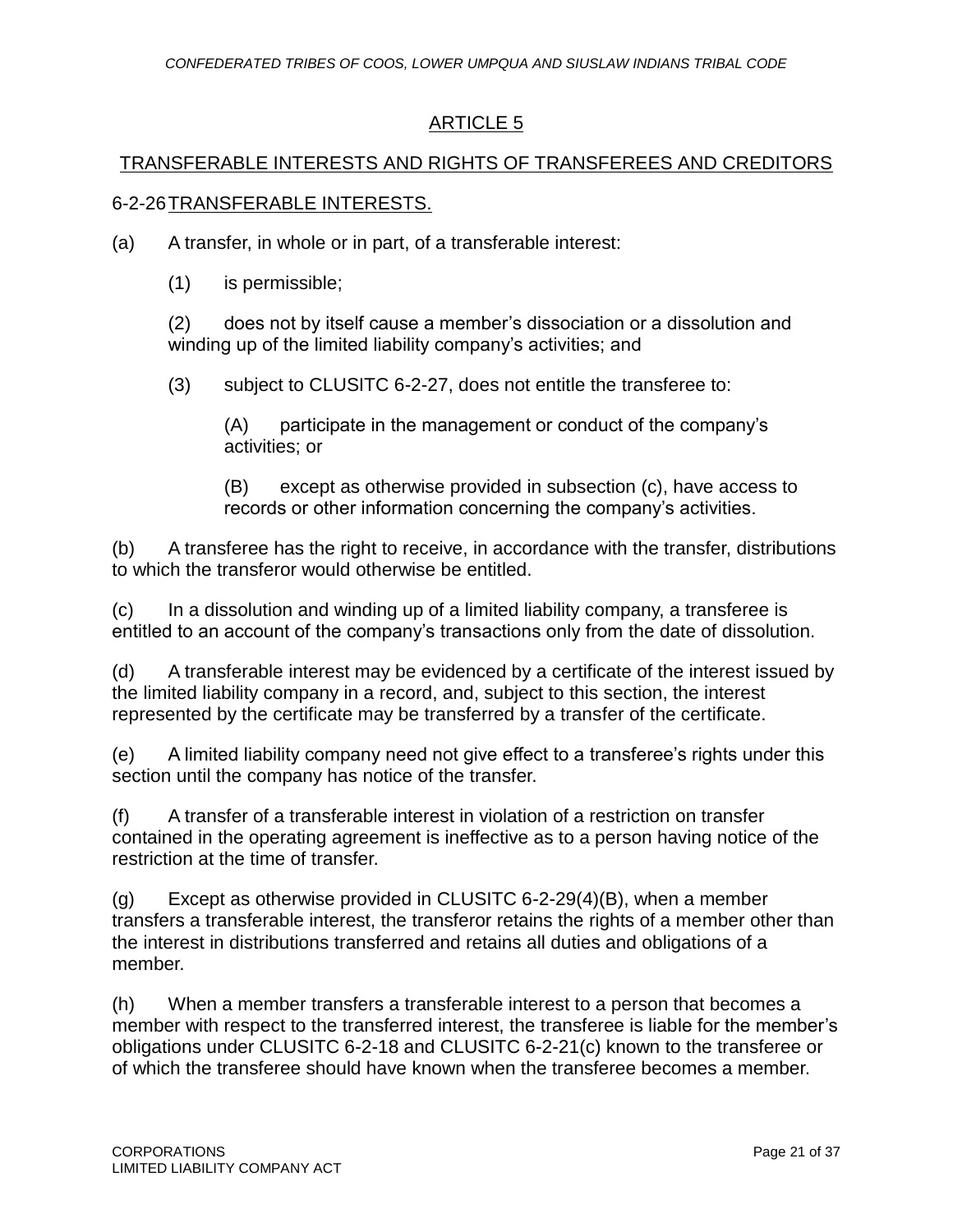## ARTICLE 5

## TRANSFERABLE INTERESTS AND RIGHTS OF TRANSFEREES AND CREDITORS

### 6-2-26 TRANSFERABLE INTERESTS.

(a) A transfer, in whole or in part, of a transferable interest:

(1) is permissible;

(2) does not by itself cause a member's dissociation or a dissolution and winding up of the limited liability company's activities; and

(3) subject to CLUSITC 6-2-27, does not entitle the transferee to:

(A) participate in the management or conduct of the company's activities; or

(B) except as otherwise provided in subsection (c), have access to records or other information concerning the company's activities.

(b) A transferee has the right to receive, in accordance with the transfer, distributions to which the transferor would otherwise be entitled.

(c) In a dissolution and winding up of a limited liability company, a transferee is entitled to an account of the company's transactions only from the date of dissolution.

(d) A transferable interest may be evidenced by a certificate of the interest issued by the limited liability company in a record, and, subject to this section, the interest represented by the certificate may be transferred by a transfer of the certificate.

(e) A limited liability company need not give effect to a transferee's rights under this section until the company has notice of the transfer.

(f) A transfer of a transferable interest in violation of a restriction on transfer contained in the operating agreement is ineffective as to a person having notice of the restriction at the time of transfer.

(g) Except as otherwise provided in CLUSITC 6-2-29(4)(B), when a member transfers a transferable interest, the transferor retains the rights of a member other than the interest in distributions transferred and retains all duties and obligations of a member.

(h) When a member transfers a transferable interest to a person that becomes a member with respect to the transferred interest, the transferee is liable for the member's obligations under CLUSITC 6-2-18 and CLUSITC 6-2-21(c) known to the transferee or of which the transferee should have known when the transferee becomes a member.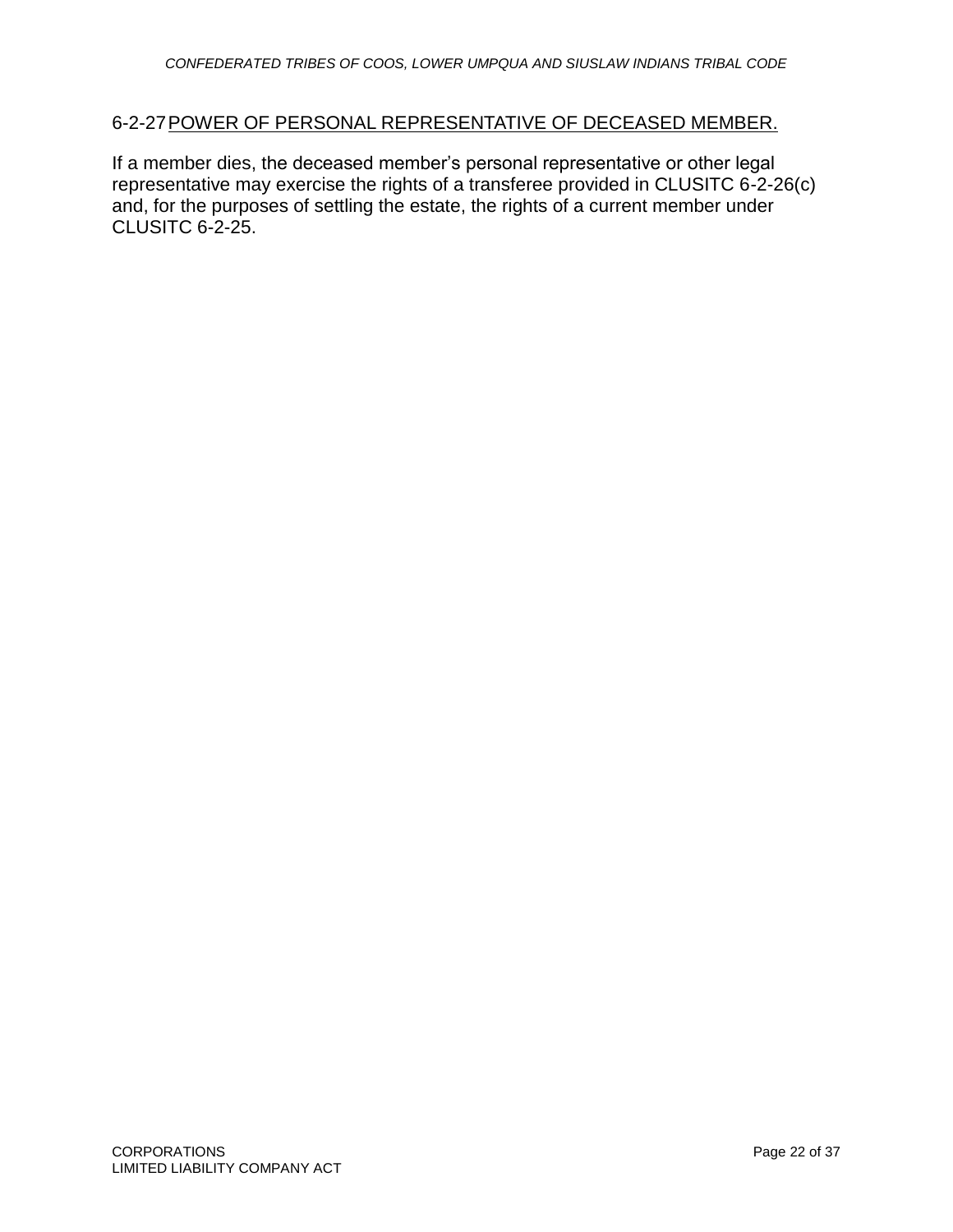## 6-2-27 POWER OF PERSONAL REPRESENTATIVE OF DECEASED MEMBER.

If a member dies, the deceased member's personal representative or other legal representative may exercise the rights of a transferee provided in CLUSITC 6-2-26(c) and, for the purposes of settling the estate, the rights of a current member under CLUSITC 6-2-25.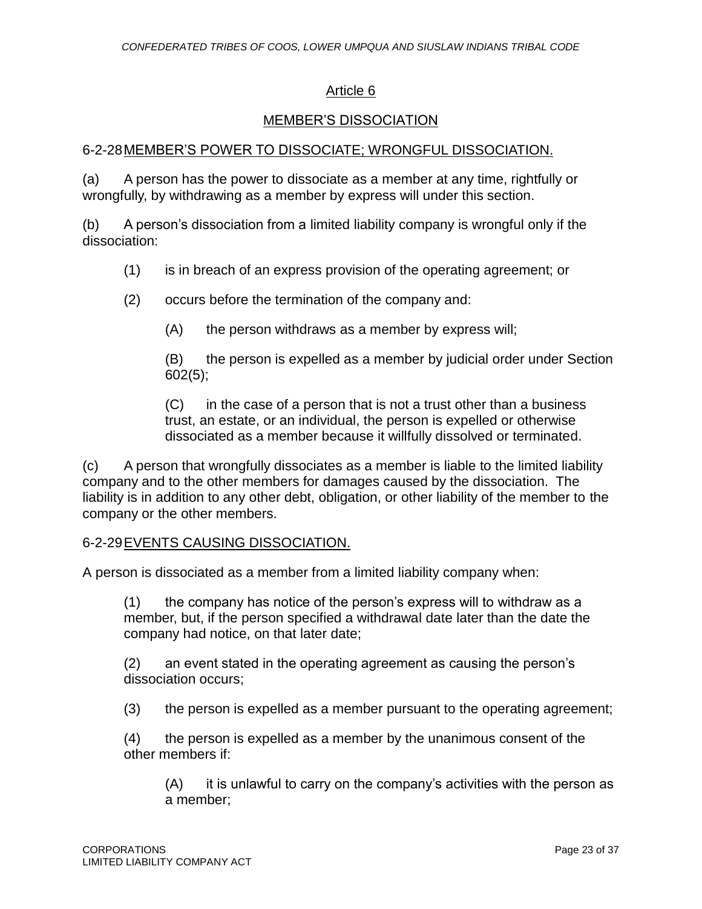## Article 6

## MEMBER'S DISSOCIATION

### 6-2-28 MEMBER'S POWER TO DISSOCIATE; WRONGFUL DISSOCIATION.

(a) A person has the power to dissociate as a member at any time, rightfully or wrongfully, by withdrawing as a member by express will under this section.

(b) A person's dissociation from a limited liability company is wrongful only if the dissociation:

> (1) is in breach of an express provision of the operating agreement; or
>
> (2) occurs before the termination of the company and:
>
> > (A) the person withdraws as a member by express will;
> >
> > (B) the person is expelled as a member by judicial order under Section 602(5);
> >
> > (C) in the case of a person that is not a trust other than a business trust, an estate, or an individual, the person is expelled or otherwise dissociated as a member because it willfully dissolved or terminated.

(c) A person that wrongfully dissociates as a member is liable to the limited liability company and to the other members for damages caused by the dissociation. The liability is in addition to any other debt, obligation, or other liability of the member to the company or the other members.

### 6-2-29 EVENTS CAUSING DISSOCIATION.

A person is dissociated as a member from a limited liability company when:

> (1) the company has notice of the person's express will to withdraw as a member, but, if the person specified a withdrawal date later than the date the company had notice, on that later date;
>
> (2) an event stated in the operating agreement as causing the person's dissociation occurs;
>
> (3) the person is expelled as a member pursuant to the operating agreement;
>
> (4) the person is expelled as a member by the unanimous consent of the other members if:
>
> > (A) it is unlawful to carry on the company's activities with the person as a member;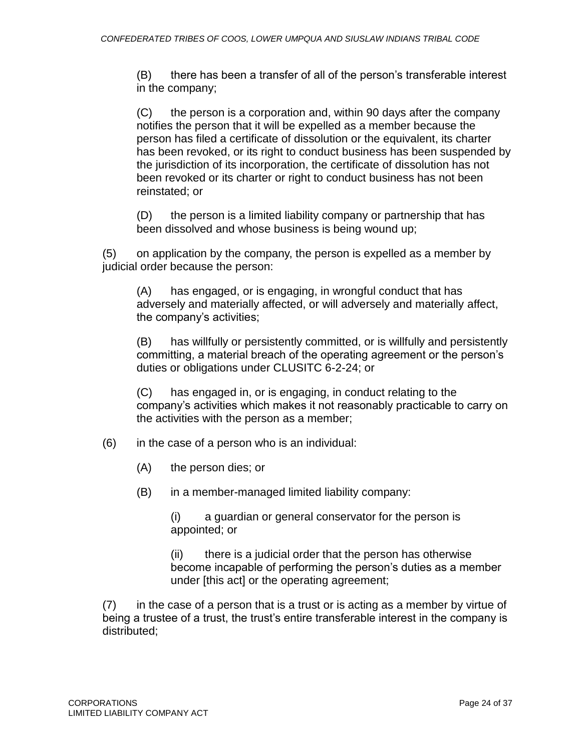(B) there has been a transfer of all of the person's transferable interest in the company;

(C) the person is a corporation and, within 90 days after the company notifies the person that it will be expelled as a member because the person has filed a certificate of dissolution or the equivalent, its charter has been revoked, or its right to conduct business has been suspended by the jurisdiction of its incorporation, the certificate of dissolution has not been revoked or its charter or right to conduct business has not been reinstated; or

(D) the person is a limited liability company or partnership that has been dissolved and whose business is being wound up;

(5) on application by the company, the person is expelled as a member by judicial order because the person:

(A) has engaged, or is engaging, in wrongful conduct that has adversely and materially affected, or will adversely and materially affect, the company's activities;

(B) has willfully or persistently committed, or is willfully and persistently committing, a material breach of the operating agreement or the person's duties or obligations under CLUSITC 6-2-24; or

(C) has engaged in, or is engaging, in conduct relating to the company's activities which makes it not reasonably practicable to carry on the activities with the person as a member;

(6) in the case of a person who is an individual:

(A) the person dies; or

(B) in a member-managed limited liability company:

(i) a guardian or general conservator for the person is appointed; or

(ii) there is a judicial order that the person has otherwise become incapable of performing the person's duties as a member under [this act] or the operating agreement;

(7) in the case of a person that is a trust or is acting as a member by virtue of being a trustee of a trust, the trust's entire transferable interest in the company is distributed;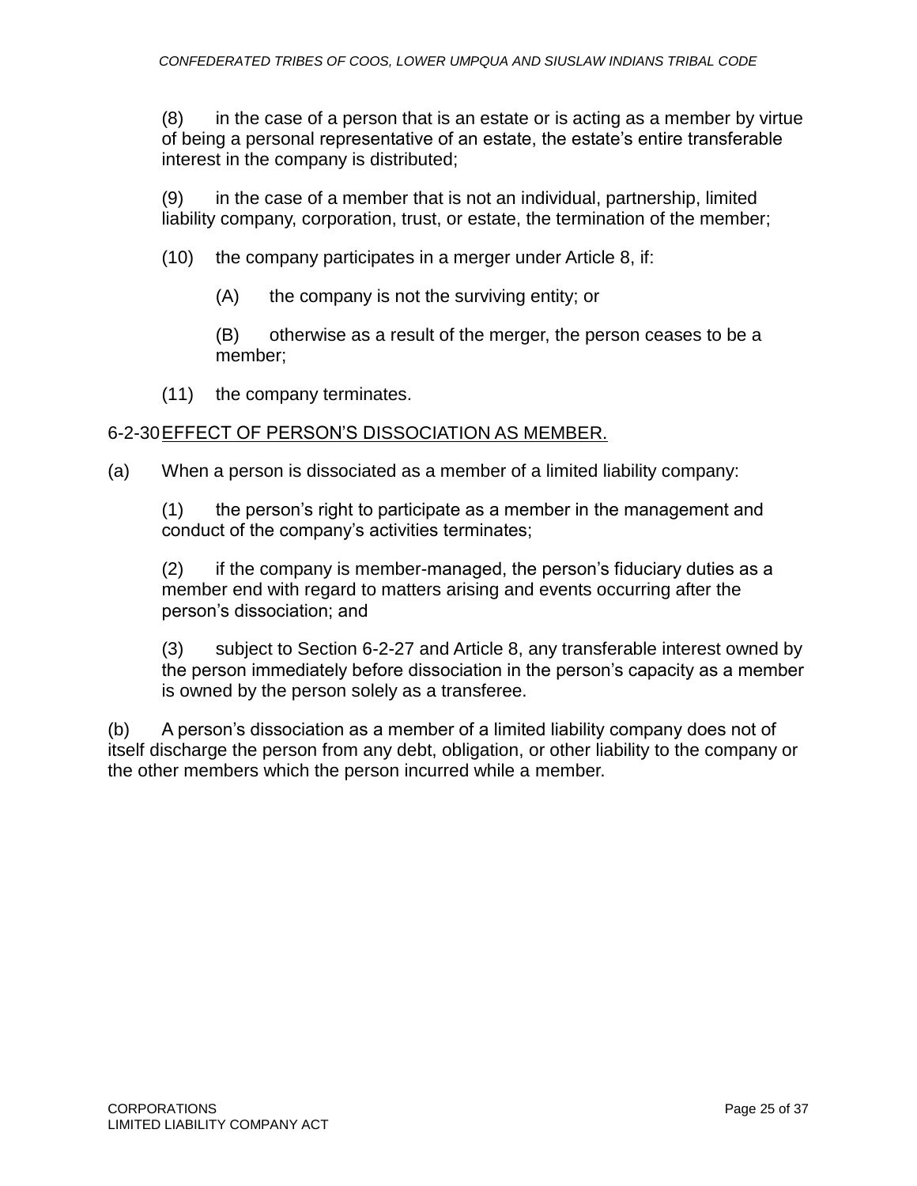(8) in the case of a person that is an estate or is acting as a member by virtue of being a personal representative of an estate, the estate's entire transferable interest in the company is distributed;

(9) in the case of a member that is not an individual, partnership, limited liability company, corporation, trust, or estate, the termination of the member;

(10) the company participates in a merger under Article 8, if:

(A) the company is not the surviving entity; or

(B) otherwise as a result of the merger, the person ceases to be a member;

(11) the company terminates.

## 6-2-30 EFFECT OF PERSON'S DISSOCIATION AS MEMBER.

(a) When a person is dissociated as a member of a limited liability company:

(1) the person's right to participate as a member in the management and conduct of the company's activities terminates;

(2) if the company is member-managed, the person's fiduciary duties as a member end with regard to matters arising and events occurring after the person's dissociation; and

(3) subject to Section 6-2-27 and Article 8, any transferable interest owned by the person immediately before dissociation in the person's capacity as a member is owned by the person solely as a transferee.

(b) A person's dissociation as a member of a limited liability company does not of itself discharge the person from any debt, obligation, or other liability to the company or the other members which the person incurred while a member.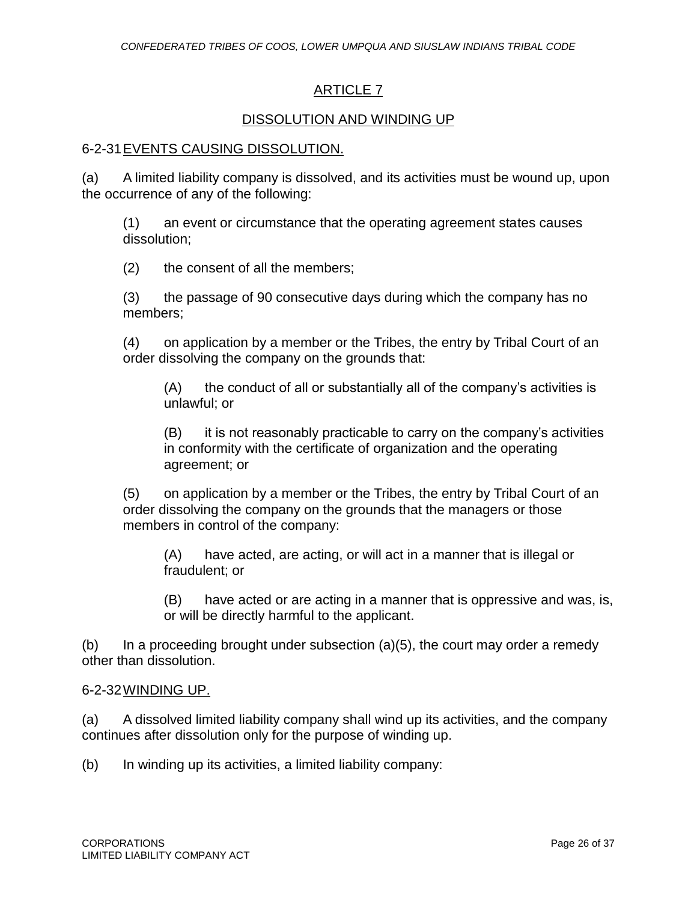## ARTICLE 7

## DISSOLUTION AND WINDING UP

### 6-2-31 EVENTS CAUSING DISSOLUTION.

(a) A limited liability company is dissolved, and its activities must be wound up, upon the occurrence of any of the following:

> (1) an event or circumstance that the operating agreement states causes dissolution;
>
> (2) the consent of all the members;
>
> (3) the passage of 90 consecutive days during which the company has no members;
>
> (4) on application by a member or the Tribes, the entry by Tribal Court of an order dissolving the company on the grounds that:
>
> > (A) the conduct of all or substantially all of the company's activities is unlawful; or
> >
> > (B) it is not reasonably practicable to carry on the company's activities in conformity with the certificate of organization and the operating agreement; or
>
> (5) on application by a member or the Tribes, the entry by Tribal Court of an order dissolving the company on the grounds that the managers or those members in control of the company:
>
> > (A) have acted, are acting, or will act in a manner that is illegal or fraudulent; or
> >
> > (B) have acted or are acting in a manner that is oppressive and was, is, or will be directly harmful to the applicant.

(b) In a proceeding brought under subsection (a)(5), the court may order a remedy other than dissolution.

### 6-2-32 WINDING UP.

(a) A dissolved limited liability company shall wind up its activities, and the company continues after dissolution only for the purpose of winding up.

(b) In winding up its activities, a limited liability company: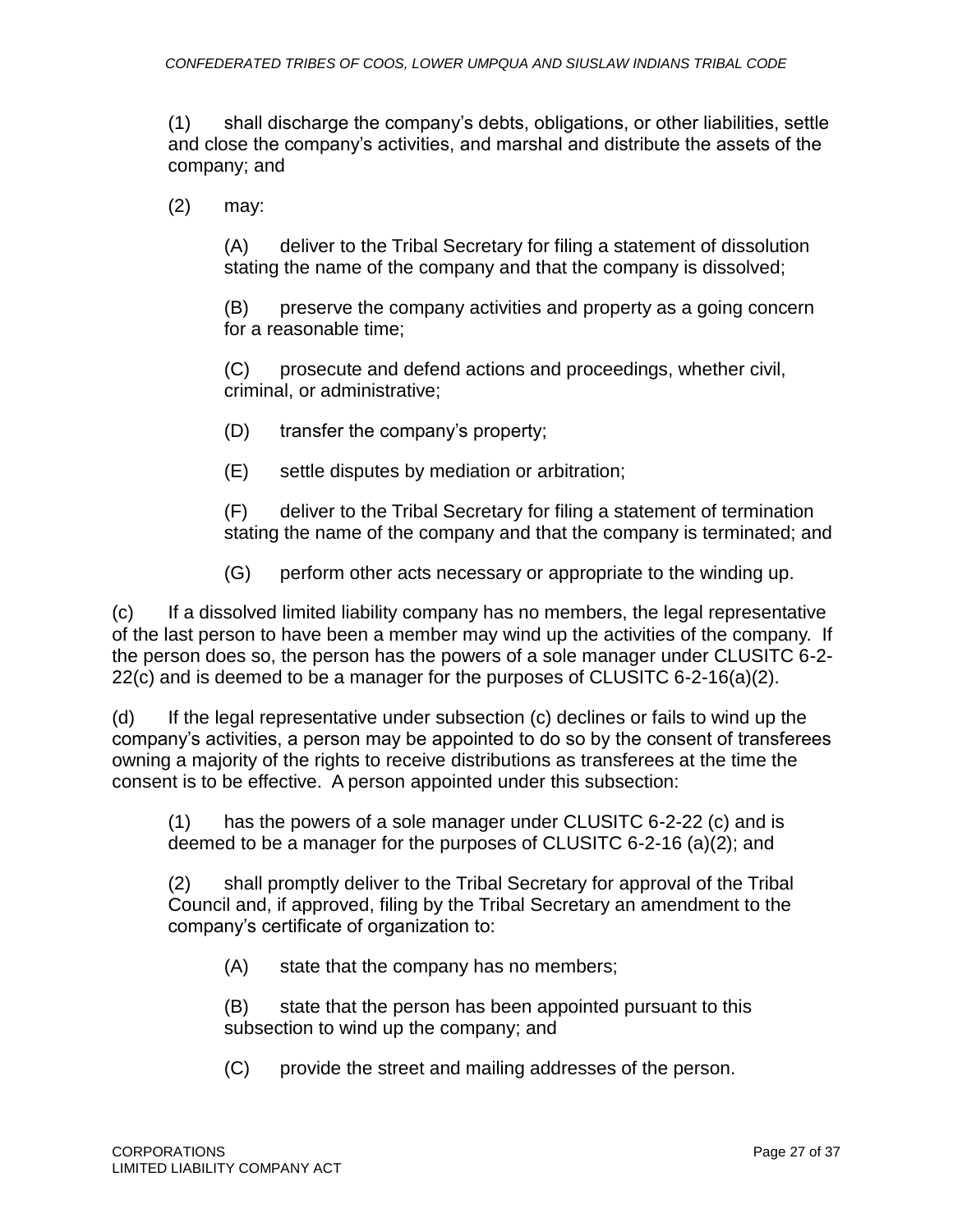(1) shall discharge the company's debts, obligations, or other liabilities, settle and close the company's activities, and marshal and distribute the assets of the company; and

(2) may:

(A) deliver to the Tribal Secretary for filing a statement of dissolution stating the name of the company and that the company is dissolved;

(B) preserve the company activities and property as a going concern for a reasonable time;

(C) prosecute and defend actions and proceedings, whether civil, criminal, or administrative;

(D) transfer the company's property;

(E) settle disputes by mediation or arbitration;

(F) deliver to the Tribal Secretary for filing a statement of termination stating the name of the company and that the company is terminated; and

(G) perform other acts necessary or appropriate to the winding up.

(c) If a dissolved limited liability company has no members, the legal representative of the last person to have been a member may wind up the activities of the company. If the person does so, the person has the powers of a sole manager under CLUSITC 6-2-22(c) and is deemed to be a manager for the purposes of CLUSITC 6-2-16(a)(2).

(d) If the legal representative under subsection (c) declines or fails to wind up the company's activities, a person may be appointed to do so by the consent of transferees owning a majority of the rights to receive distributions as transferees at the time the consent is to be effective. A person appointed under this subsection:

(1) has the powers of a sole manager under CLUSITC 6-2-22 (c) and is deemed to be a manager for the purposes of CLUSITC 6-2-16 (a)(2); and

(2) shall promptly deliver to the Tribal Secretary for approval of the Tribal Council and, if approved, filing by the Tribal Secretary an amendment to the company's certificate of organization to:

(A) state that the company has no members;

(B) state that the person has been appointed pursuant to this subsection to wind up the company; and

(C) provide the street and mailing addresses of the person.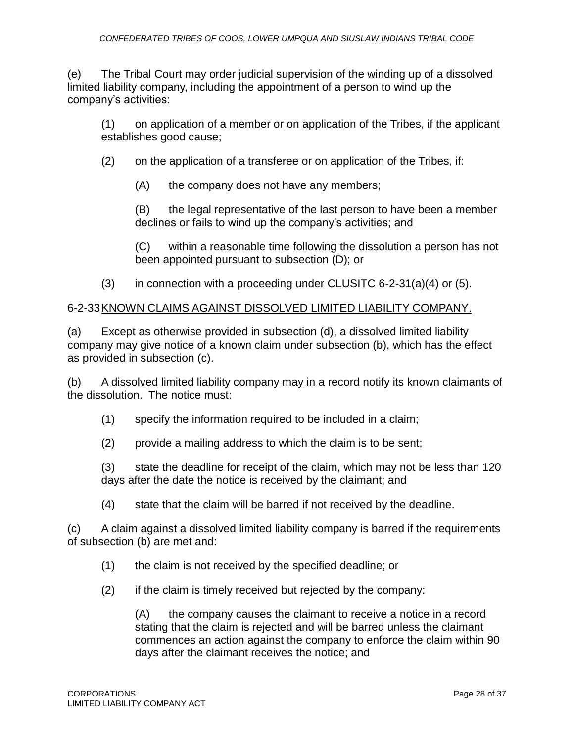(e) The Tribal Court may order judicial supervision of the winding up of a dissolved limited liability company, including the appointment of a person to wind up the company's activities:

> (1) on application of a member or on application of the Tribes, if the applicant establishes good cause;
>
> (2) on the application of a transferee or on application of the Tribes, if:
>
> > (A) the company does not have any members;
> >
> > (B) the legal representative of the last person to have been a member declines or fails to wind up the company's activities; and
> >
> > (C) within a reasonable time following the dissolution a person has not been appointed pursuant to subsection (D); or
>
> (3) in connection with a proceeding under CLUSITC 6-2-31(a)(4) or (5).

## 6-2-33 KNOWN CLAIMS AGAINST DISSOLVED LIMITED LIABILITY COMPANY.

(a) Except as otherwise provided in subsection (d), a dissolved limited liability company may give notice of a known claim under subsection (b), which has the effect as provided in subsection (c).

(b) A dissolved limited liability company may in a record notify its known claimants of the dissolution. The notice must:

> (1) specify the information required to be included in a claim;
>
> (2) provide a mailing address to which the claim is to be sent;
>
> (3) state the deadline for receipt of the claim, which may not be less than 120 days after the date the notice is received by the claimant; and
>
> (4) state that the claim will be barred if not received by the deadline.

(c) A claim against a dissolved limited liability company is barred if the requirements of subsection (b) are met and:

> (1) the claim is not received by the specified deadline; or
>
> (2) if the claim is timely received but rejected by the company:
>
> > (A) the company causes the claimant to receive a notice in a record stating that the claim is rejected and will be barred unless the claimant commences an action against the company to enforce the claim within 90 days after the claimant receives the notice; and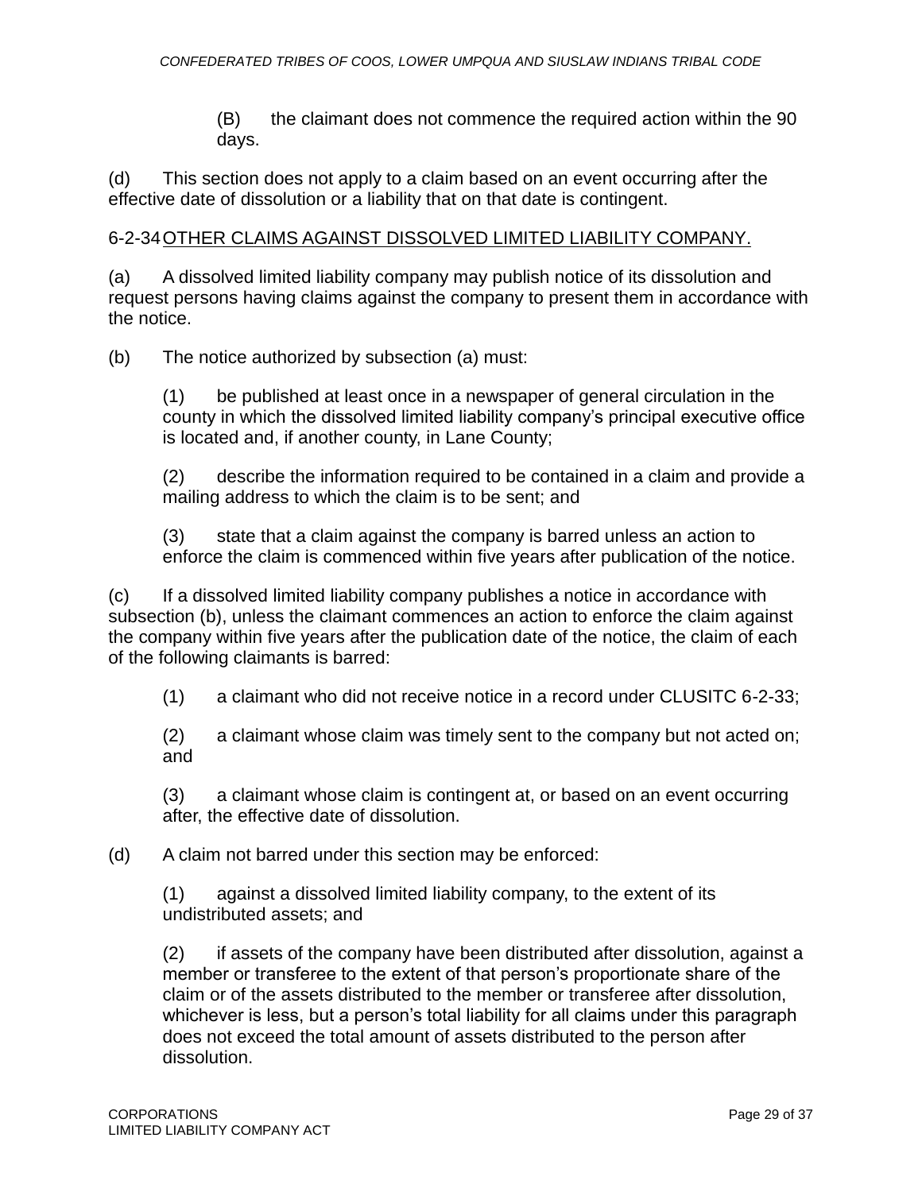(B) the claimant does not commence the required action within the 90 days.

(d) This section does not apply to a claim based on an event occurring after the effective date of dissolution or a liability that on that date is contingent.

6-2-34 <u>OTHER CLAIMS AGAINST DISSOLVED LIMITED LIABILITY COMPANY.</u>

(a) A dissolved limited liability company may publish notice of its dissolution and request persons having claims against the company to present them in accordance with the notice.

(b) The notice authorized by subsection (a) must:

(1) be published at least once in a newspaper of general circulation in the county in which the dissolved limited liability company's principal executive office is located and, if another county, in Lane County;

(2) describe the information required to be contained in a claim and provide a mailing address to which the claim is to be sent; and

(3) state that a claim against the company is barred unless an action to enforce the claim is commenced within five years after publication of the notice.

(c) If a dissolved limited liability company publishes a notice in accordance with subsection (b), unless the claimant commences an action to enforce the claim against the company within five years after the publication date of the notice, the claim of each of the following claimants is barred:

(1) a claimant who did not receive notice in a record under CLUSITC 6-2-33;

(2) a claimant whose claim was timely sent to the company but not acted on; and

(3) a claimant whose claim is contingent at, or based on an event occurring after, the effective date of dissolution.

(d) A claim not barred under this section may be enforced:

(1) against a dissolved limited liability company, to the extent of its undistributed assets; and

(2) if assets of the company have been distributed after dissolution, against a member or transferee to the extent of that person's proportionate share of the claim or of the assets distributed to the member or transferee after dissolution, whichever is less, but a person's total liability for all claims under this paragraph does not exceed the total amount of assets distributed to the person after dissolution.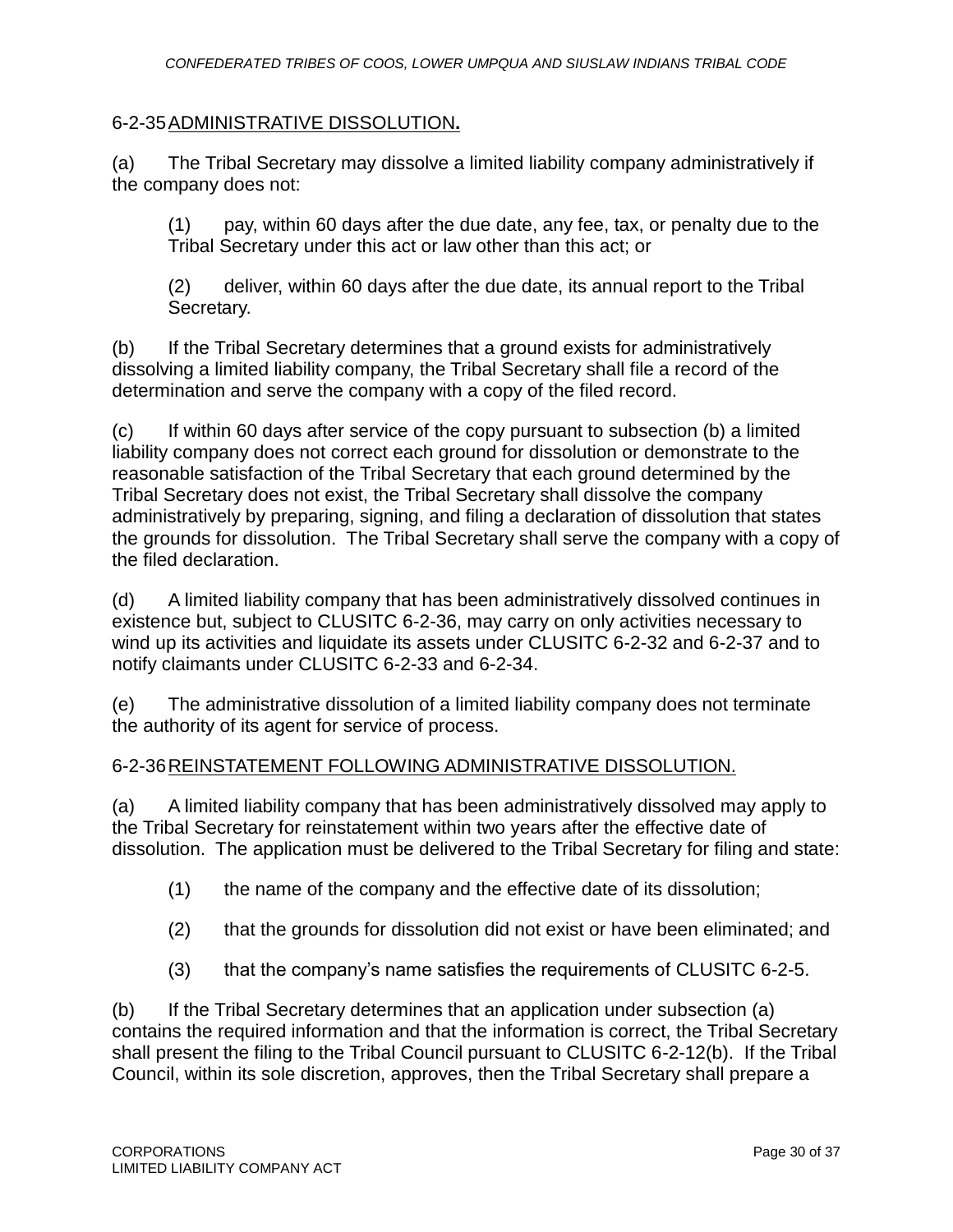### 6-2-35 ADMINISTRATIVE DISSOLUTION.

(a) The Tribal Secretary may dissolve a limited liability company administratively if the company does not:

> (1) pay, within 60 days after the due date, any fee, tax, or penalty due to the Tribal Secretary under this act or law other than this act; or
>
> (2) deliver, within 60 days after the due date, its annual report to the Tribal Secretary.

(b) If the Tribal Secretary determines that a ground exists for administratively dissolving a limited liability company, the Tribal Secretary shall file a record of the determination and serve the company with a copy of the filed record.

(c) If within 60 days after service of the copy pursuant to subsection (b) a limited liability company does not correct each ground for dissolution or demonstrate to the reasonable satisfaction of the Tribal Secretary that each ground determined by the Tribal Secretary does not exist, the Tribal Secretary shall dissolve the company administratively by preparing, signing, and filing a declaration of dissolution that states the grounds for dissolution. The Tribal Secretary shall serve the company with a copy of the filed declaration.

(d) A limited liability company that has been administratively dissolved continues in existence but, subject to CLUSITC 6-2-36, may carry on only activities necessary to wind up its activities and liquidate its assets under CLUSITC 6-2-32 and 6-2-37 and to notify claimants under CLUSITC 6-2-33 and 6-2-34.

(e) The administrative dissolution of a limited liability company does not terminate the authority of its agent for service of process.

### 6-2-36 REINSTATEMENT FOLLOWING ADMINISTRATIVE DISSOLUTION.

(a) A limited liability company that has been administratively dissolved may apply to the Tribal Secretary for reinstatement within two years after the effective date of dissolution. The application must be delivered to the Tribal Secretary for filing and state:

> (1) the name of the company and the effective date of its dissolution;
>
> (2) that the grounds for dissolution did not exist or have been eliminated; and
>
> (3) that the company's name satisfies the requirements of CLUSITC 6-2-5.

(b) If the Tribal Secretary determines that an application under subsection (a) contains the required information and that the information is correct, the Tribal Secretary shall present the filing to the Tribal Council pursuant to CLUSITC 6-2-12(b). If the Tribal Council, within its sole discretion, approves, then the Tribal Secretary shall prepare a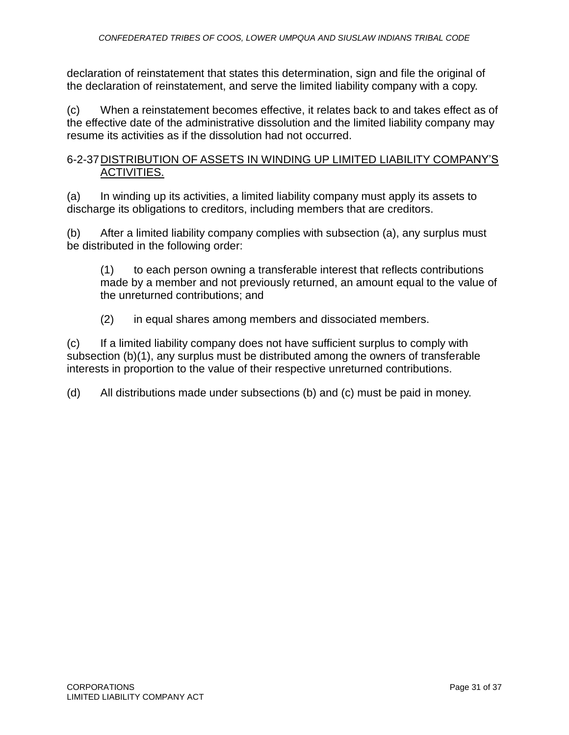declaration of reinstatement that states this determination, sign and file the original of the declaration of reinstatement, and serve the limited liability company with a copy.

(c) When a reinstatement becomes effective, it relates back to and takes effect as of the effective date of the administrative dissolution and the limited liability company may resume its activities as if the dissolution had not occurred.

## 6-2-37 DISTRIBUTION OF ASSETS IN WINDING UP LIMITED LIABILITY COMPANY'S ACTIVITIES.

(a) In winding up its activities, a limited liability company must apply its assets to discharge its obligations to creditors, including members that are creditors.

(b) After a limited liability company complies with subsection (a), any surplus must be distributed in the following order:

> (1) to each person owning a transferable interest that reflects contributions made by a member and not previously returned, an amount equal to the value of the unreturned contributions; and
>
> (2) in equal shares among members and dissociated members.

(c) If a limited liability company does not have sufficient surplus to comply with subsection (b)(1), any surplus must be distributed among the owners of transferable interests in proportion to the value of their respective unreturned contributions.

(d) All distributions made under subsections (b) and (c) must be paid in money.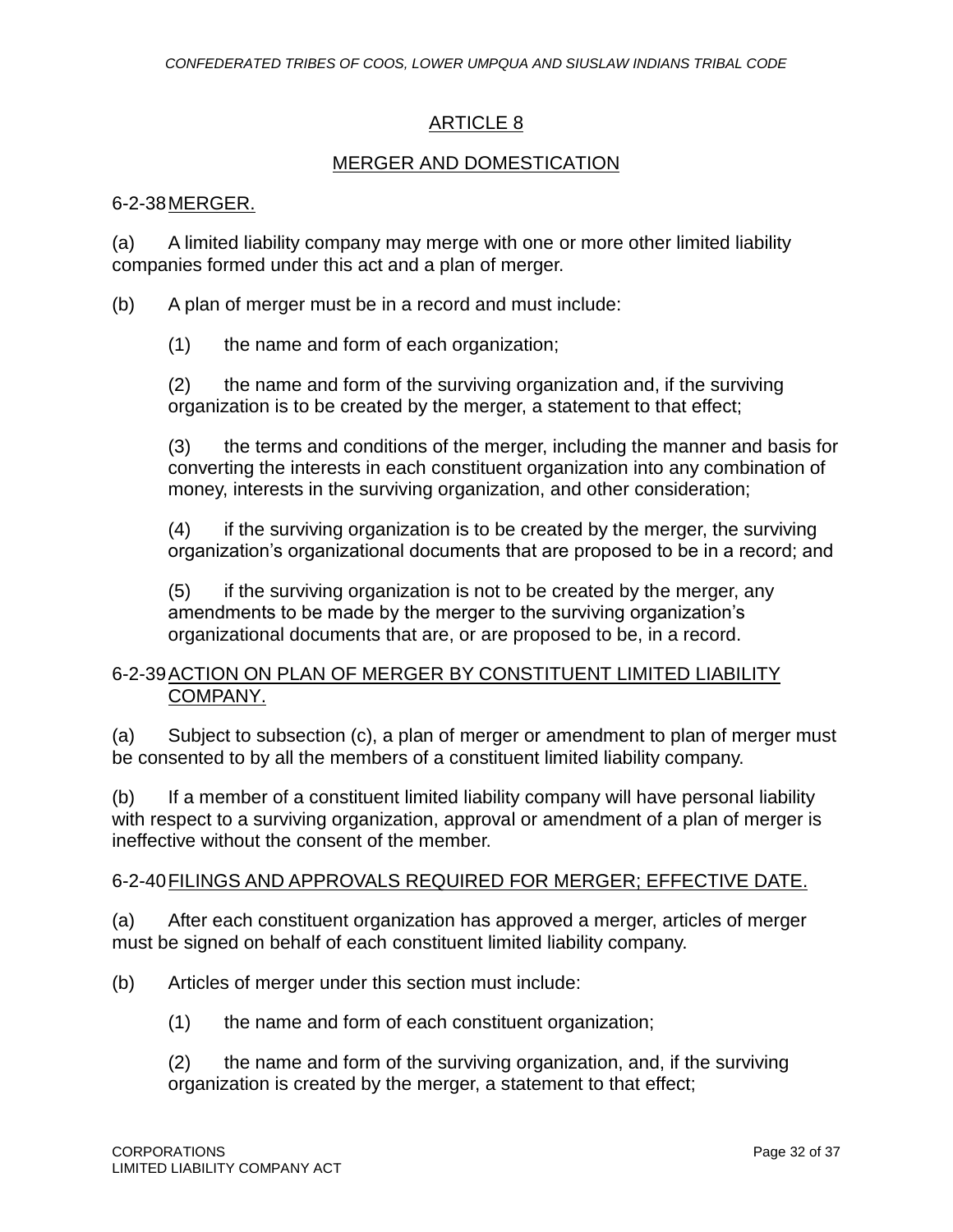## ARTICLE 8

## MERGER AND DOMESTICATION

### 6-2-38 MERGER.

(a) A limited liability company may merge with one or more other limited liability companies formed under this act and a plan of merger.

(b) A plan of merger must be in a record and must include:

(1) the name and form of each organization;

(2) the name and form of the surviving organization and, if the surviving organization is to be created by the merger, a statement to that effect;

(3) the terms and conditions of the merger, including the manner and basis for converting the interests in each constituent organization into any combination of money, interests in the surviving organization, and other consideration;

(4) if the surviving organization is to be created by the merger, the surviving organization's organizational documents that are proposed to be in a record; and

(5) if the surviving organization is not to be created by the merger, any amendments to be made by the merger to the surviving organization's organizational documents that are, or are proposed to be, in a record.

### 6-2-39 ACTION ON PLAN OF MERGER BY CONSTITUENT LIMITED LIABILITY COMPANY.

(a) Subject to subsection (c), a plan of merger or amendment to plan of merger must be consented to by all the members of a constituent limited liability company.

(b) If a member of a constituent limited liability company will have personal liability with respect to a surviving organization, approval or amendment of a plan of merger is ineffective without the consent of the member.

### 6-2-40 FILINGS AND APPROVALS REQUIRED FOR MERGER; EFFECTIVE DATE.

(a) After each constituent organization has approved a merger, articles of merger must be signed on behalf of each constituent limited liability company.

(b) Articles of merger under this section must include:

(1) the name and form of each constituent organization;

(2) the name and form of the surviving organization, and, if the surviving organization is created by the merger, a statement to that effect;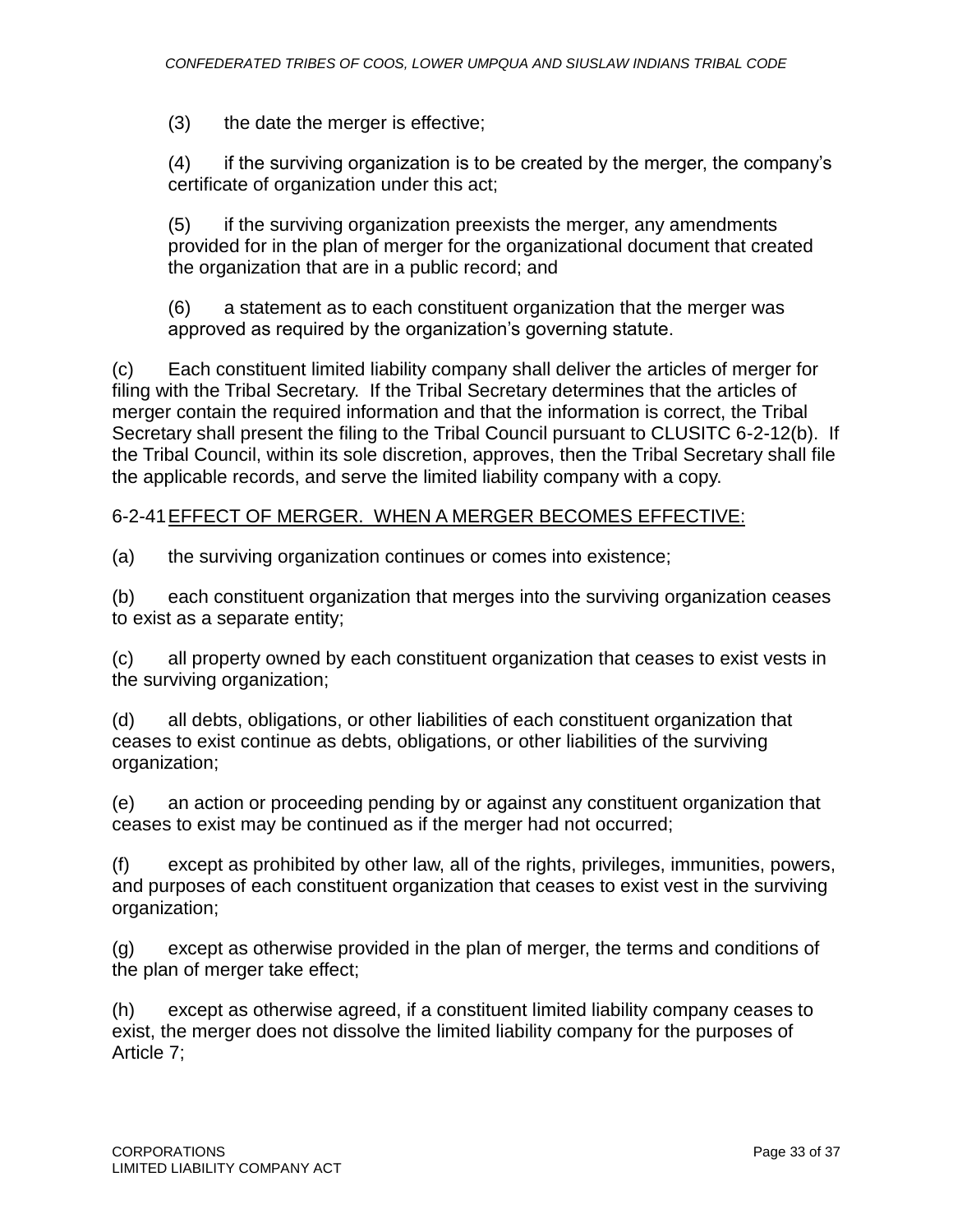(3) the date the merger is effective;

(4) if the surviving organization is to be created by the merger, the company's certificate of organization under this act;

(5) if the surviving organization preexists the merger, any amendments provided for in the plan of merger for the organizational document that created the organization that are in a public record; and

(6) a statement as to each constituent organization that the merger was approved as required by the organization's governing statute.

(c) Each constituent limited liability company shall deliver the articles of merger for filing with the Tribal Secretary. If the Tribal Secretary determines that the articles of merger contain the required information and that the information is correct, the Tribal Secretary shall present the filing to the Tribal Council pursuant to CLUSITC 6-2-12(b). If the Tribal Council, within its sole discretion, approves, then the Tribal Secretary shall file the applicable records, and serve the limited liability company with a copy.

6-2-41 EFFECT OF MERGER. WHEN A MERGER BECOMES EFFECTIVE:

(a) the surviving organization continues or comes into existence;

(b) each constituent organization that merges into the surviving organization ceases to exist as a separate entity;

(c) all property owned by each constituent organization that ceases to exist vests in the surviving organization;

(d) all debts, obligations, or other liabilities of each constituent organization that ceases to exist continue as debts, obligations, or other liabilities of the surviving organization;

(e) an action or proceeding pending by or against any constituent organization that ceases to exist may be continued as if the merger had not occurred;

(f) except as prohibited by other law, all of the rights, privileges, immunities, powers, and purposes of each constituent organization that ceases to exist vest in the surviving organization;

(g) except as otherwise provided in the plan of merger, the terms and conditions of the plan of merger take effect;

(h) except as otherwise agreed, if a constituent limited liability company ceases to exist, the merger does not dissolve the limited liability company for the purposes of Article 7;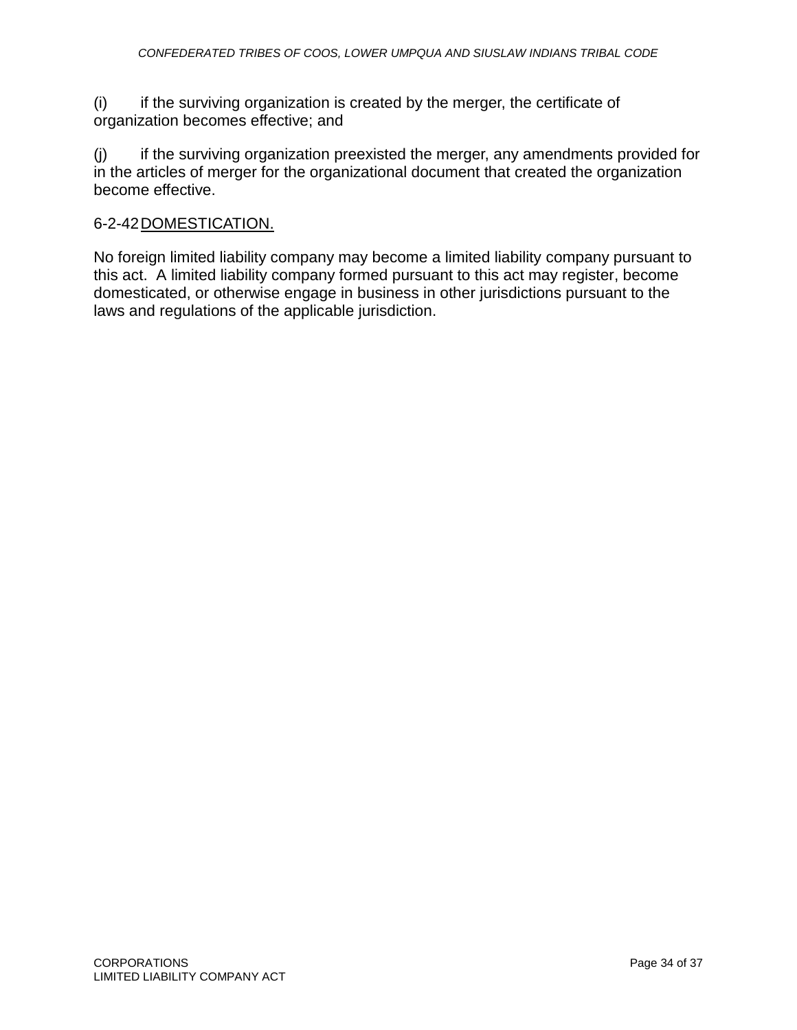(i) if the surviving organization is created by the merger, the certificate of organization becomes effective; and

(j) if the surviving organization preexisted the merger, any amendments provided for in the articles of merger for the organizational document that created the organization become effective.

## 6-2-42 DOMESTICATION.

No foreign limited liability company may become a limited liability company pursuant to this act. A limited liability company formed pursuant to this act may register, become domesticated, or otherwise engage in business in other jurisdictions pursuant to the laws and regulations of the applicable jurisdiction.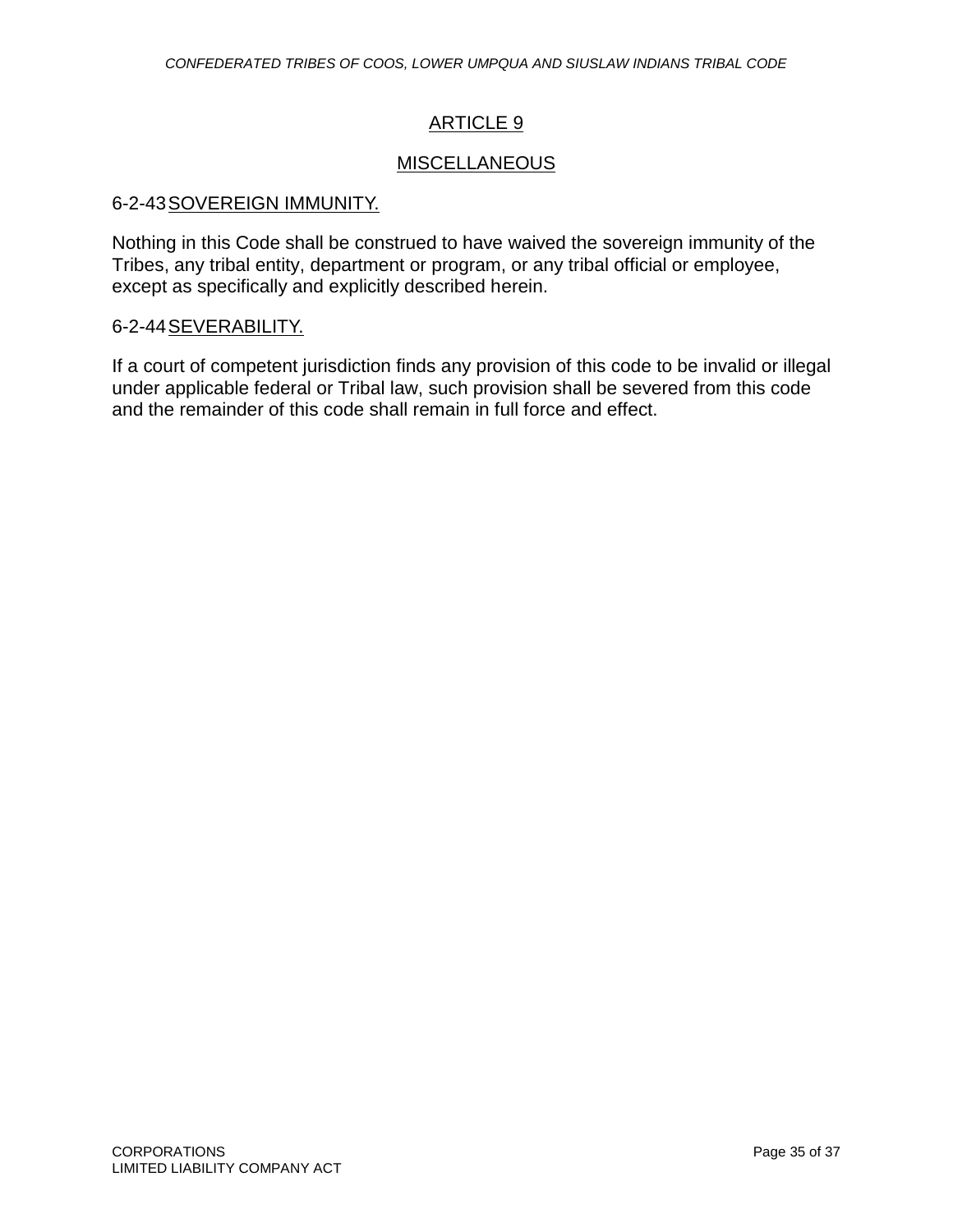## ARTICLE 9

## MISCELLANEOUS

### 6-2-43 SOVEREIGN IMMUNITY.

Nothing in this Code shall be construed to have waived the sovereign immunity of the Tribes, any tribal entity, department or program, or any tribal official or employee, except as specifically and explicitly described herein.

### 6-2-44 SEVERABILITY.

If a court of competent jurisdiction finds any provision of this code to be invalid or illegal under applicable federal or Tribal law, such provision shall be severed from this code and the remainder of this code shall remain in full force and effect.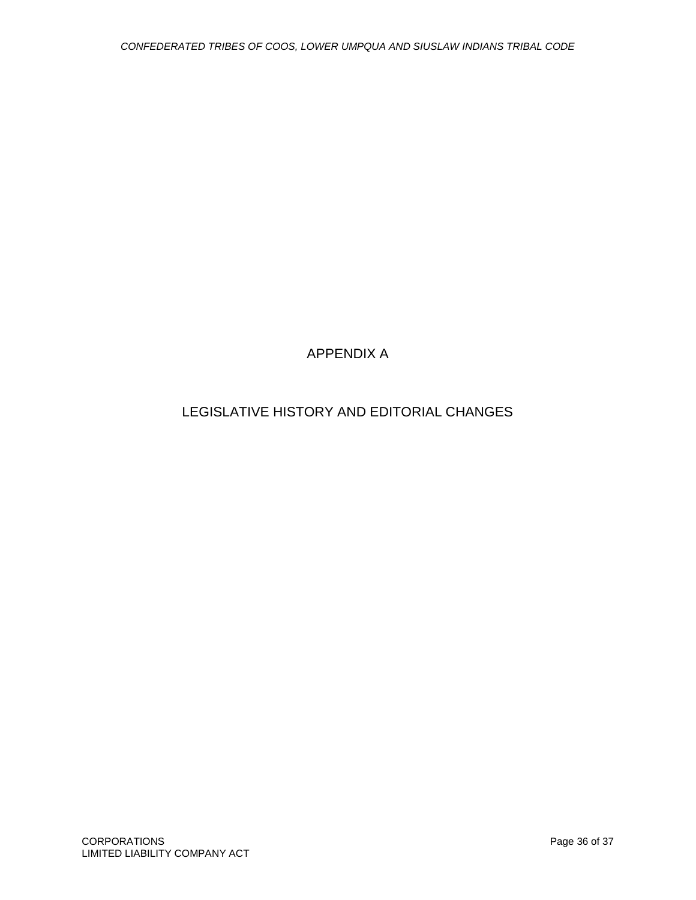# APPENDIX A

## LEGISLATIVE HISTORY AND EDITORIAL CHANGES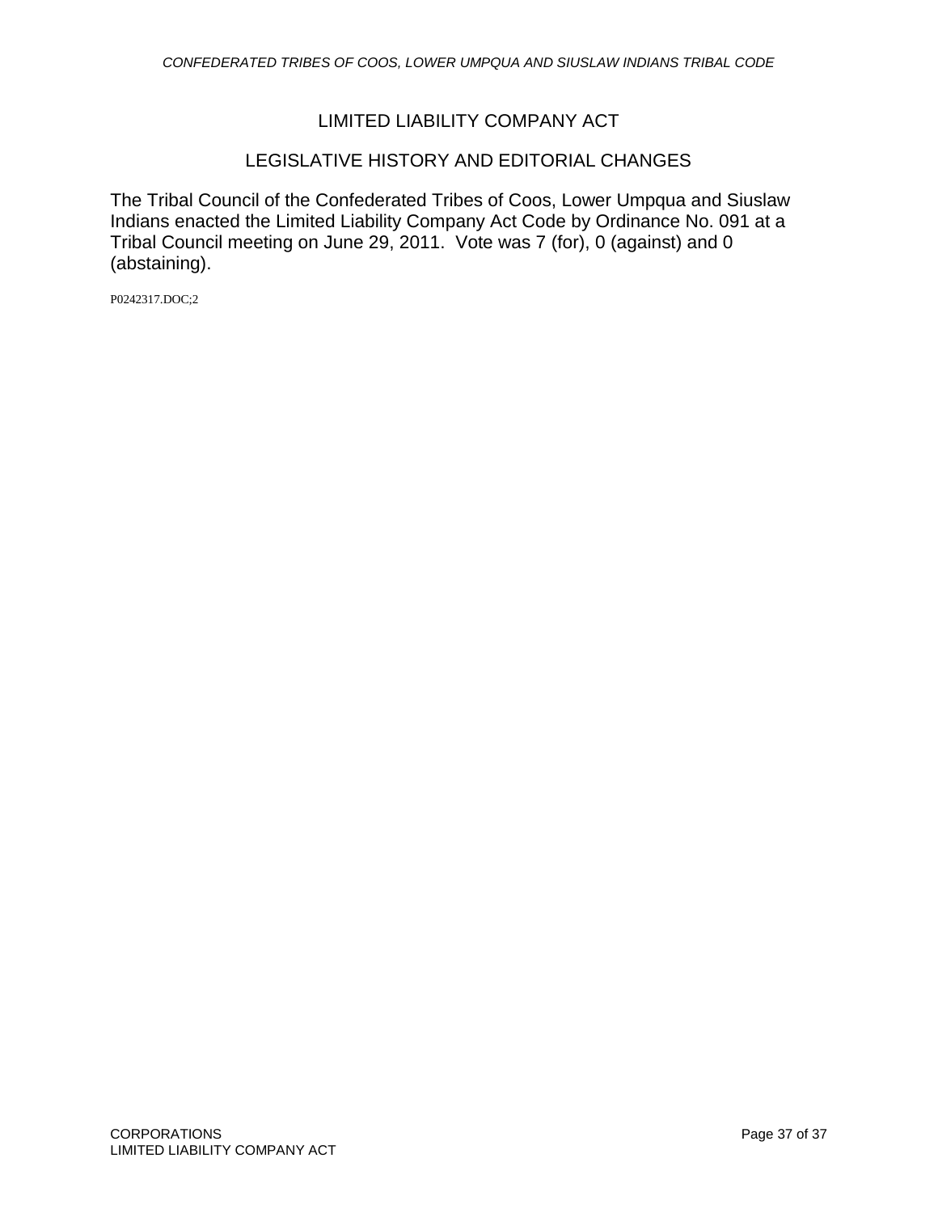# LIMITED LIABILITY COMPANY ACT

## LEGISLATIVE HISTORY AND EDITORIAL CHANGES

The Tribal Council of the Confederated Tribes of Coos, Lower Umpqua and Siuslaw Indians enacted the Limited Liability Company Act Code by Ordinance No. 091 at a Tribal Council meeting on June 29, 2011. Vote was 7 (for), 0 (against) and 0 (abstaining).

P0242317.DOC;2